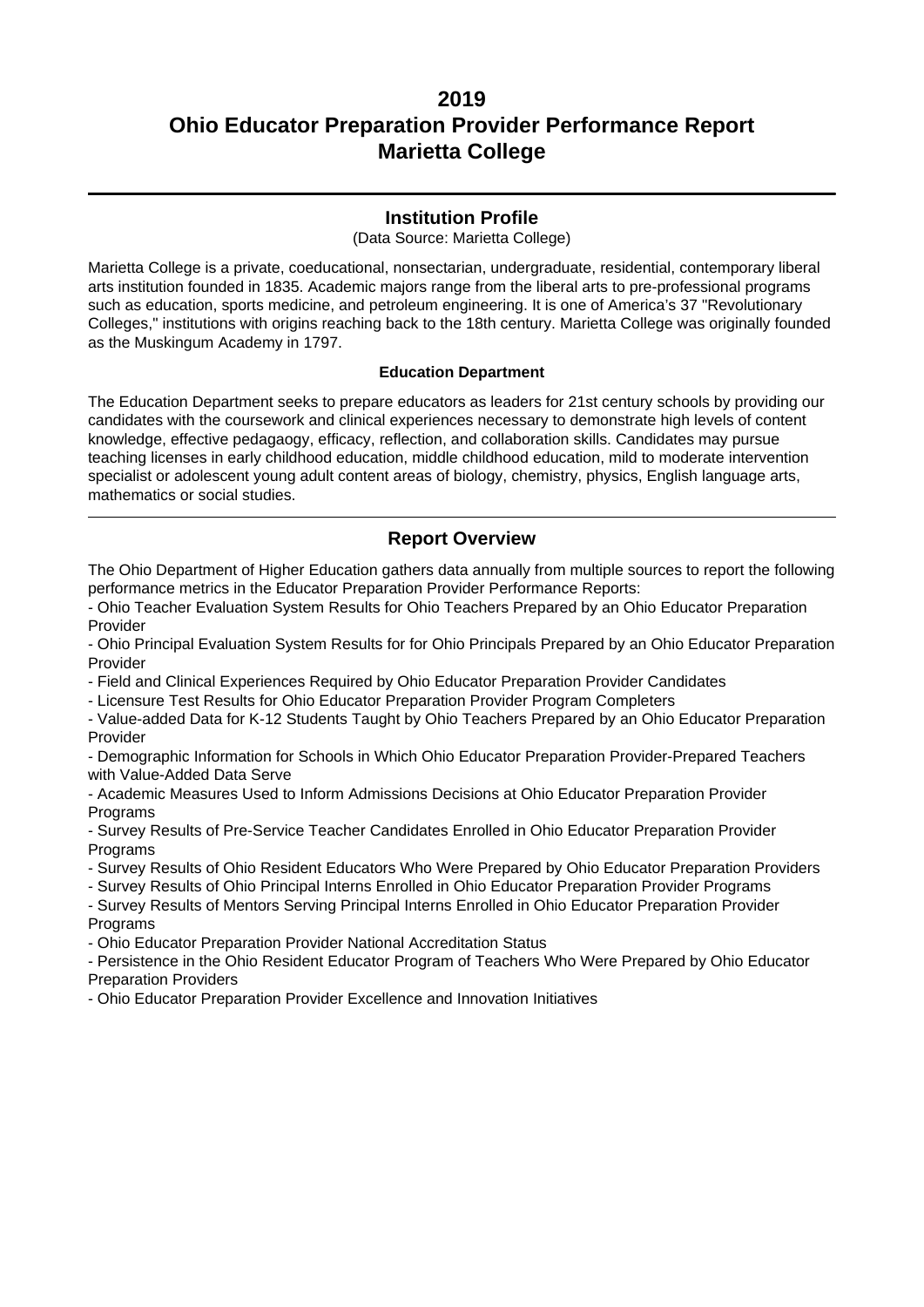# 2019
# Ohio Educator Preparation Provider Performance Report
# Marietta College

## Institution Profile

(Data Source: Marietta College)

Marietta College is a private, coeducational, nonsectarian, undergraduate, residential, contemporary liberal arts institution founded in 1835. Academic majors range from the liberal arts to pre-professional programs such as education, sports medicine, and petroleum engineering. It is one of America's 37 "Revolutionary Colleges," institutions with origins reaching back to the 18th century. Marietta College was originally founded as the Muskingum Academy in 1797.

### Education Department

The Education Department seeks to prepare educators as leaders for 21st century schools by providing our candidates with the coursework and clinical experiences necessary to demonstrate high levels of content knowledge, effective pedagaogy, efficacy, reflection, and collaboration skills. Candidates may pursue teaching licenses in early childhood education, middle childhood education, mild to moderate intervention specialist or adolescent young adult content areas of biology, chemistry, physics, English language arts, mathematics or social studies.

## Report Overview

The Ohio Department of Higher Education gathers data annually from multiple sources to report the following performance metrics in the Educator Preparation Provider Performance Reports:

- Ohio Teacher Evaluation System Results for Ohio Teachers Prepared by an Ohio Educator Preparation Provider
- Ohio Principal Evaluation System Results for for Ohio Principals Prepared by an Ohio Educator Preparation Provider
- Field and Clinical Experiences Required by Ohio Educator Preparation Provider Candidates
- Licensure Test Results for Ohio Educator Preparation Provider Program Completers
- Value-added Data for K-12 Students Taught by Ohio Teachers Prepared by an Ohio Educator Preparation Provider
- Demographic Information for Schools in Which Ohio Educator Preparation Provider-Prepared Teachers with Value-Added Data Serve
- Academic Measures Used to Inform Admissions Decisions at Ohio Educator Preparation Provider Programs
- Survey Results of Pre-Service Teacher Candidates Enrolled in Ohio Educator Preparation Provider Programs
- Survey Results of Ohio Resident Educators Who Were Prepared by Ohio Educator Preparation Providers
- Survey Results of Ohio Principal Interns Enrolled in Ohio Educator Preparation Provider Programs
- Survey Results of Mentors Serving Principal Interns Enrolled in Ohio Educator Preparation Provider Programs
- Ohio Educator Preparation Provider National Accreditation Status
- Persistence in the Ohio Resident Educator Program of Teachers Who Were Prepared by Ohio Educator Preparation Providers
- Ohio Educator Preparation Provider Excellence and Innovation Initiatives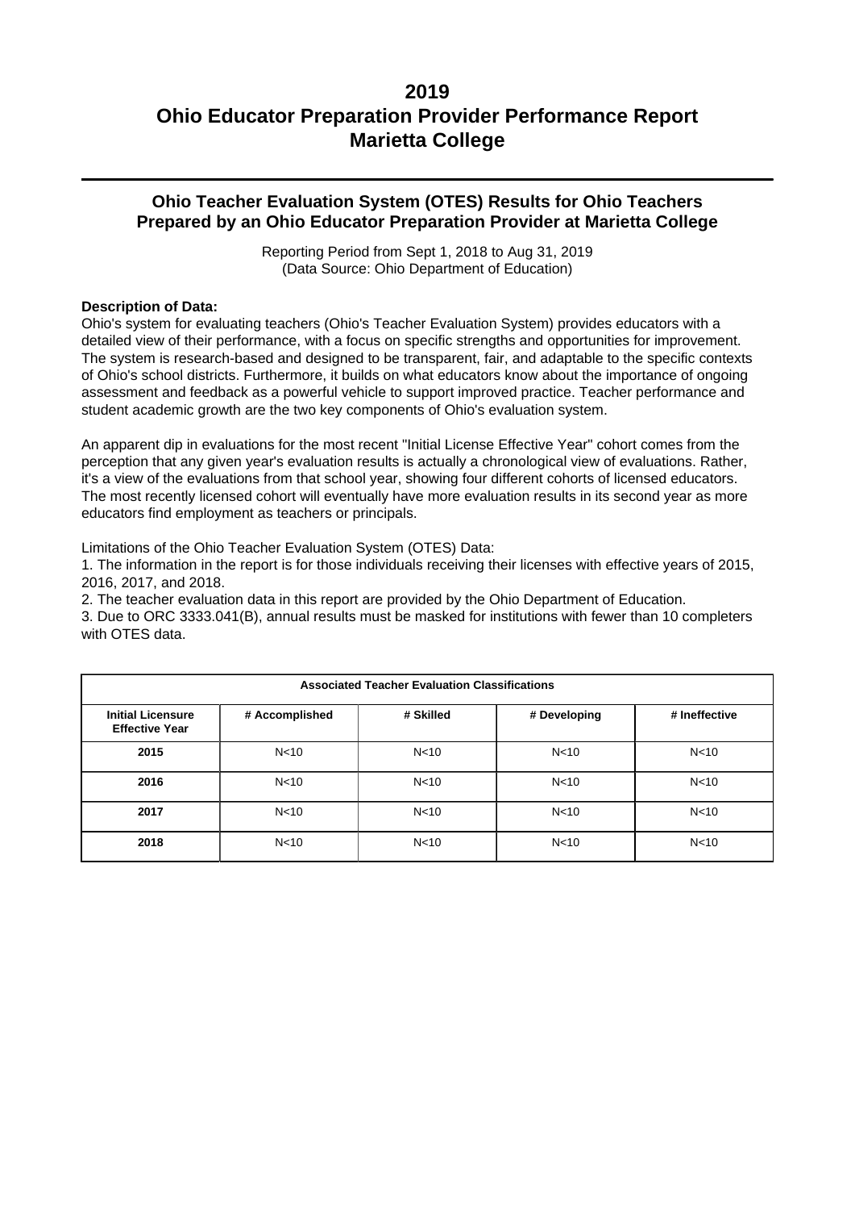# 2019
# Ohio Educator Preparation Provider Performance Report
# Marietta College

## Ohio Teacher Evaluation System (OTES) Results for Ohio Teachers Prepared by an Ohio Educator Preparation Provider at Marietta College

Reporting Period from Sept 1, 2018 to Aug 31, 2019
(Data Source: Ohio Department of Education)

**Description of Data:**
Ohio's system for evaluating teachers (Ohio's Teacher Evaluation System) provides educators with a detailed view of their performance, with a focus on specific strengths and opportunities for improvement. The system is research-based and designed to be transparent, fair, and adaptable to the specific contexts of Ohio's school districts. Furthermore, it builds on what educators know about the importance of ongoing assessment and feedback as a powerful vehicle to support improved practice. Teacher performance and student academic growth are the two key components of Ohio's evaluation system.

An apparent dip in evaluations for the most recent "Initial License Effective Year" cohort comes from the perception that any given year's evaluation results is actually a chronological view of evaluations. Rather, it's a view of the evaluations from that school year, showing four different cohorts of licensed educators. The most recently licensed cohort will eventually have more evaluation results in its second year as more educators find employment as teachers or principals.

Limitations of the Ohio Teacher Evaluation System (OTES) Data:

1. The information in the report is for those individuals receiving their licenses with effective years of 2015, 2016, 2017, and 2018.
2. The teacher evaluation data in this report are provided by the Ohio Department of Education.
3. Due to ORC 3333.041(B), annual results must be masked for institutions with fewer than 10 completers with OTES data.

| Associated Teacher Evaluation Classifications | | | | |
|---|---|---|---|---|
| **Initial Licensure Effective Year** | **# Accomplished** | **# Skilled** | **# Developing** | **# Ineffective** |
| **2015** | N<10 | N<10 | N<10 | N<10 |
| **2016** | N<10 | N<10 | N<10 | N<10 |
| **2017** | N<10 | N<10 | N<10 | N<10 |
| **2018** | N<10 | N<10 | N<10 | N<10 |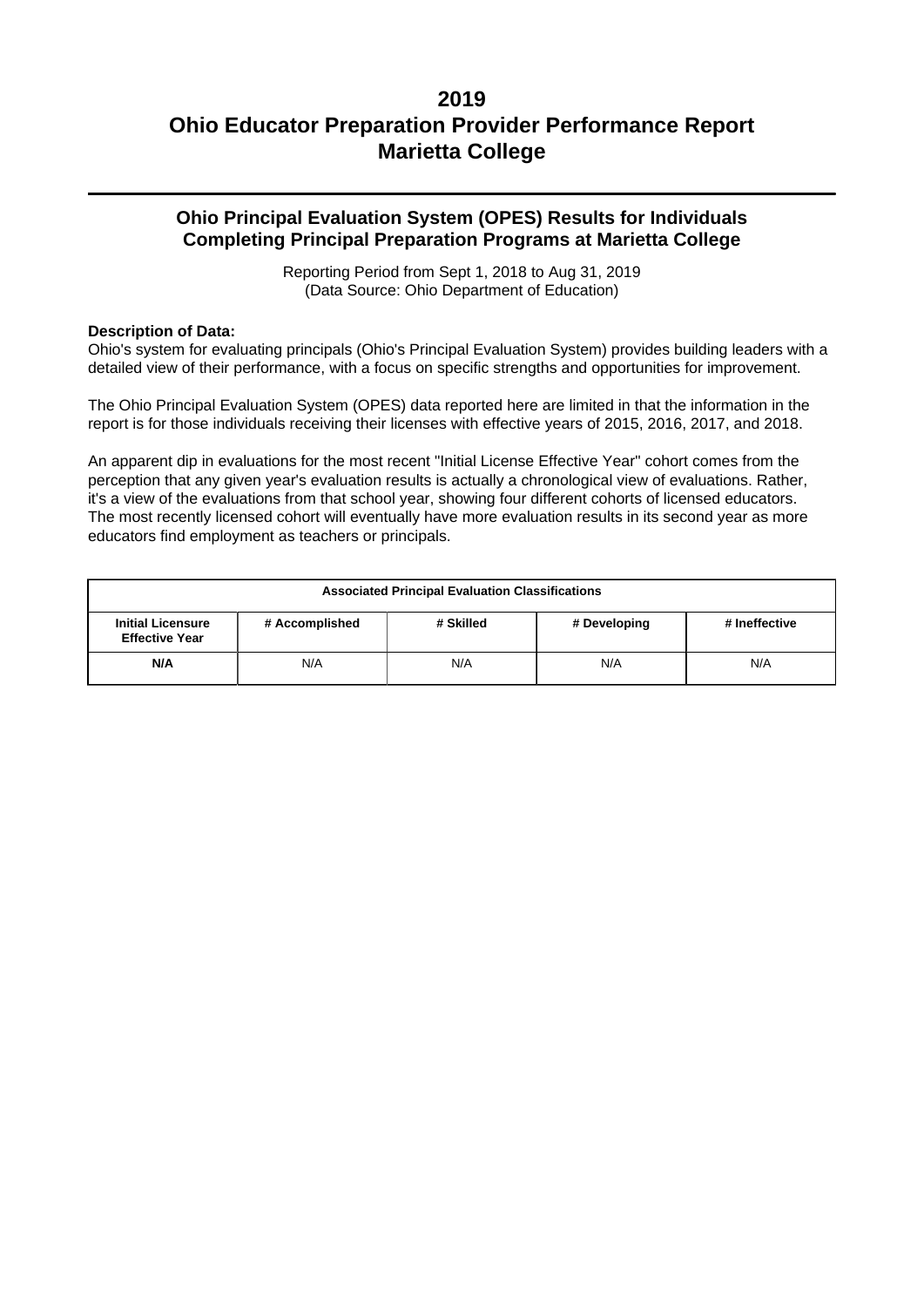# 2019
# Ohio Educator Preparation Provider Performance Report
# Marietta College

## Ohio Principal Evaluation System (OPES) Results for Individuals Completing Principal Preparation Programs at Marietta College

Reporting Period from Sept 1, 2018 to Aug 31, 2019
(Data Source: Ohio Department of Education)

**Description of Data:**
Ohio's system for evaluating principals (Ohio's Principal Evaluation System) provides building leaders with a detailed view of their performance, with a focus on specific strengths and opportunities for improvement.

The Ohio Principal Evaluation System (OPES) data reported here are limited in that the information in the report is for those individuals receiving their licenses with effective years of 2015, 2016, 2017, and 2018.

An apparent dip in evaluations for the most recent "Initial License Effective Year" cohort comes from the perception that any given year's evaluation results is actually a chronological view of evaluations. Rather, it's a view of the evaluations from that school year, showing four different cohorts of licensed educators. The most recently licensed cohort will eventually have more evaluation results in its second year as more educators find employment as teachers or principals.

| Associated Principal Evaluation Classifications | | | | |
|---|---|---|---|---|
| **Initial Licensure Effective Year** | **# Accomplished** | **# Skilled** | **# Developing** | **# Ineffective** |
| **N/A** | N/A | N/A | N/A | N/A |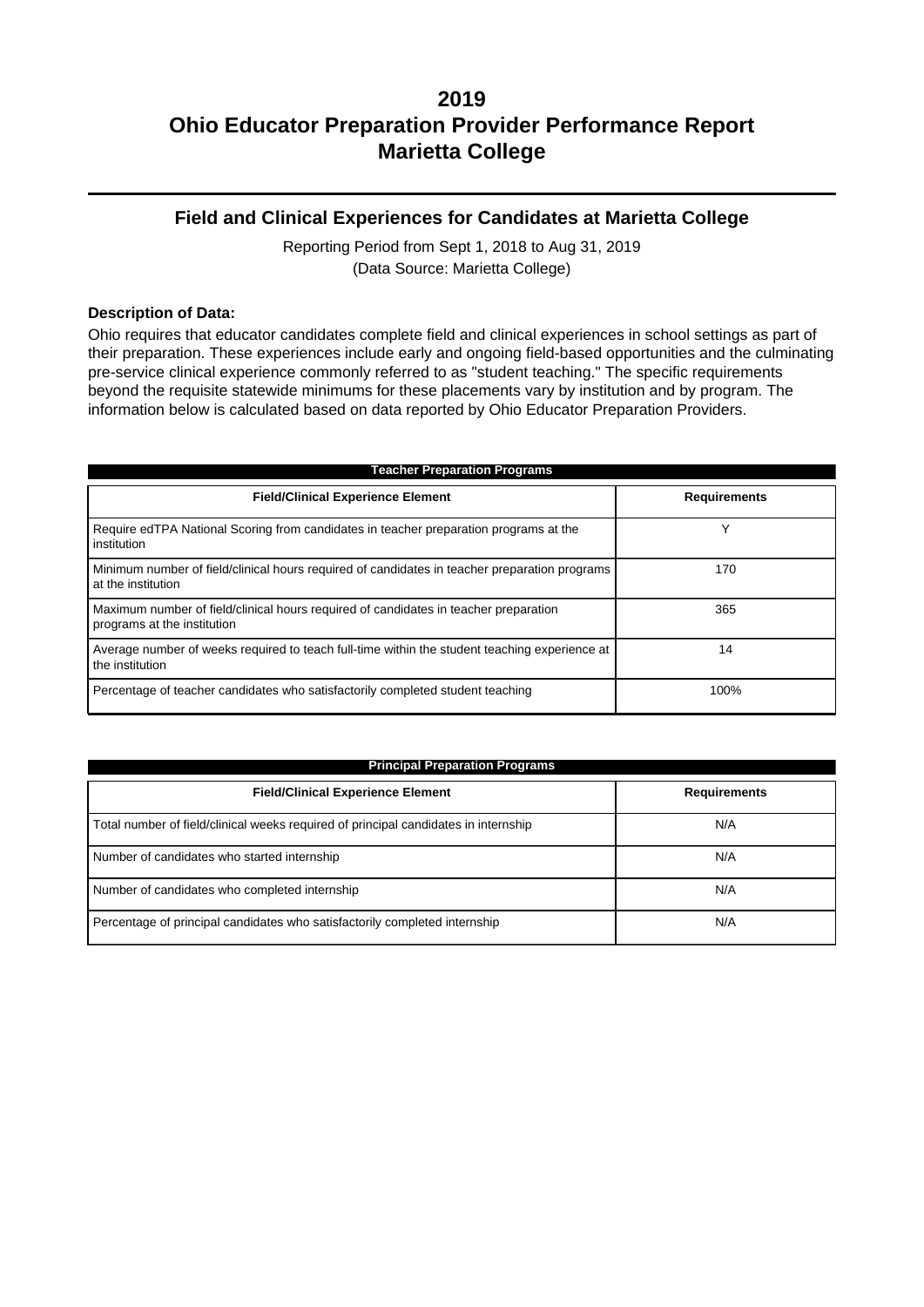# 2019
# Ohio Educator Preparation Provider Performance Report
# Marietta College

## Field and Clinical Experiences for Candidates at Marietta College

Reporting Period from Sept 1, 2018 to Aug 31, 2019
(Data Source: Marietta College)

**Description of Data:**

Ohio requires that educator candidates complete field and clinical experiences in school settings as part of their preparation. These experiences include early and ongoing field-based opportunities and the culminating pre-service clinical experience commonly referred to as "student teaching." The specific requirements beyond the requisite statewide minimums for these placements vary by institution and by program. The information below is calculated based on data reported by Ohio Educator Preparation Providers.

**Teacher Preparation Programs**

| Field/Clinical Experience Element | Requirements |
|---|---|
| Require edTPA National Scoring from candidates in teacher preparation programs at the institution | Y |
| Minimum number of field/clinical hours required of candidates in teacher preparation programs at the institution | 170 |
| Maximum number of field/clinical hours required of candidates in teacher preparation programs at the institution | 365 |
| Average number of weeks required to teach full-time within the student teaching experience at the institution | 14 |
| Percentage of teacher candidates who satisfactorily completed student teaching | 100% |

**Principal Preparation Programs**

| Field/Clinical Experience Element | Requirements |
|---|---|
| Total number of field/clinical weeks required of principal candidates in internship | N/A |
| Number of candidates who started internship | N/A |
| Number of candidates who completed internship | N/A |
| Percentage of principal candidates who satisfactorily completed internship | N/A |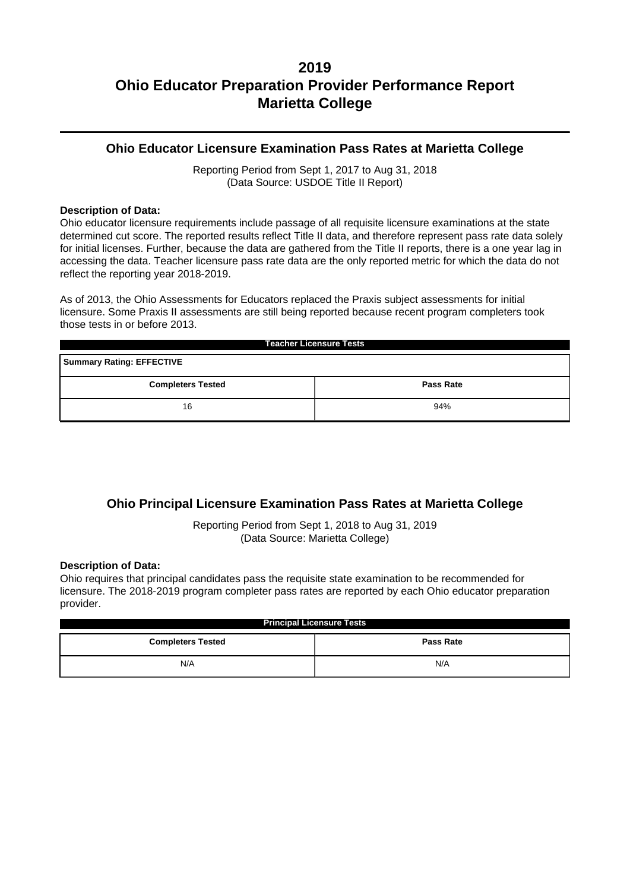# 2019
# Ohio Educator Preparation Provider Performance Report
# Marietta College

## Ohio Educator Licensure Examination Pass Rates at Marietta College

Reporting Period from Sept 1, 2017 to Aug 31, 2018
(Data Source: USDOE Title II Report)

**Description of Data:**
Ohio educator licensure requirements include passage of all requisite licensure examinations at the state determined cut score. The reported results reflect Title II data, and therefore represent pass rate data solely for initial licenses. Further, because the data are gathered from the Title II reports, there is a one year lag in accessing the data. Teacher licensure pass rate data are the only reported metric for which the data do not reflect the reporting year 2018-2019.

As of 2013, the Ohio Assessments for Educators replaced the Praxis subject assessments for initial licensure. Some Praxis II assessments are still being reported because recent program completers took those tests in or before 2013.

**Teacher Licensure Tests**

**Summary Rating: EFFECTIVE**

| Completers Tested | Pass Rate |
|---|---|
| 16 | 94% |

## Ohio Principal Licensure Examination Pass Rates at Marietta College

Reporting Period from Sept 1, 2018 to Aug 31, 2019
(Data Source: Marietta College)

**Description of Data:**
Ohio requires that principal candidates pass the requisite state examination to be recommended for licensure. The 2018-2019 program completer pass rates are reported by each Ohio educator preparation provider.

**Principal Licensure Tests**

| Completers Tested | Pass Rate |
|---|---|
| N/A | N/A |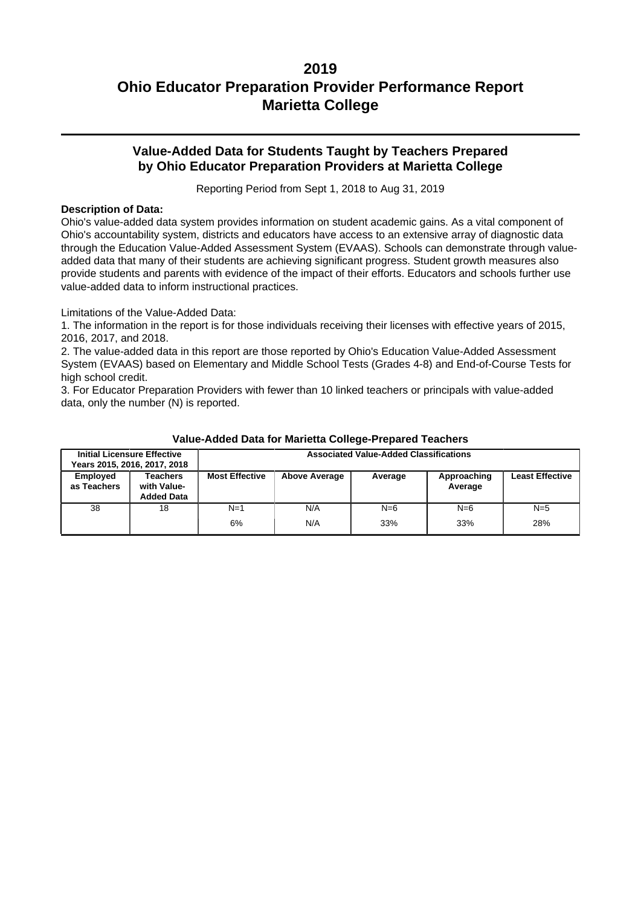# 2019
# Ohio Educator Preparation Provider Performance Report
# Marietta College

## Value-Added Data for Students Taught by Teachers Prepared by Ohio Educator Preparation Providers at Marietta College

Reporting Period from Sept 1, 2018 to Aug 31, 2019

**Description of Data:**

Ohio's value-added data system provides information on student academic gains. As a vital component of Ohio's accountability system, districts and educators have access to an extensive array of diagnostic data through the Education Value-Added Assessment System (EVAAS). Schools can demonstrate through value-added data that many of their students are achieving significant progress. Student growth measures also provide students and parents with evidence of the impact of their efforts. Educators and schools further use value-added data to inform instructional practices.

Limitations of the Value-Added Data:

1. The information in the report is for those individuals receiving their licenses with effective years of 2015, 2016, 2017, and 2018.
2. The value-added data in this report are those reported by Ohio's Education Value-Added Assessment System (EVAAS) based on Elementary and Middle School Tests (Grades 4-8) and End-of-Course Tests for high school credit.
3. For Educator Preparation Providers with fewer than 10 linked teachers or principals with value-added data, only the number (N) is reported.

**Value-Added Data for Marietta College-Prepared Teachers**

| Initial Licensure Effective Years 2015, 2016, 2017, 2018 | | Associated Value-Added Classifications | | | | |
|---|---|---|---|---|---|---|
| **Employed as Teachers** | **Teachers with Value-Added Data** | **Most Effective** | **Above Average** | **Average** | **Approaching Average** | **Least Effective** |
| 38 | 18 | N=1 | N/A | N=6 | N=6 | N=5 |
| | | 6% | N/A | 33% | 33% | 28% |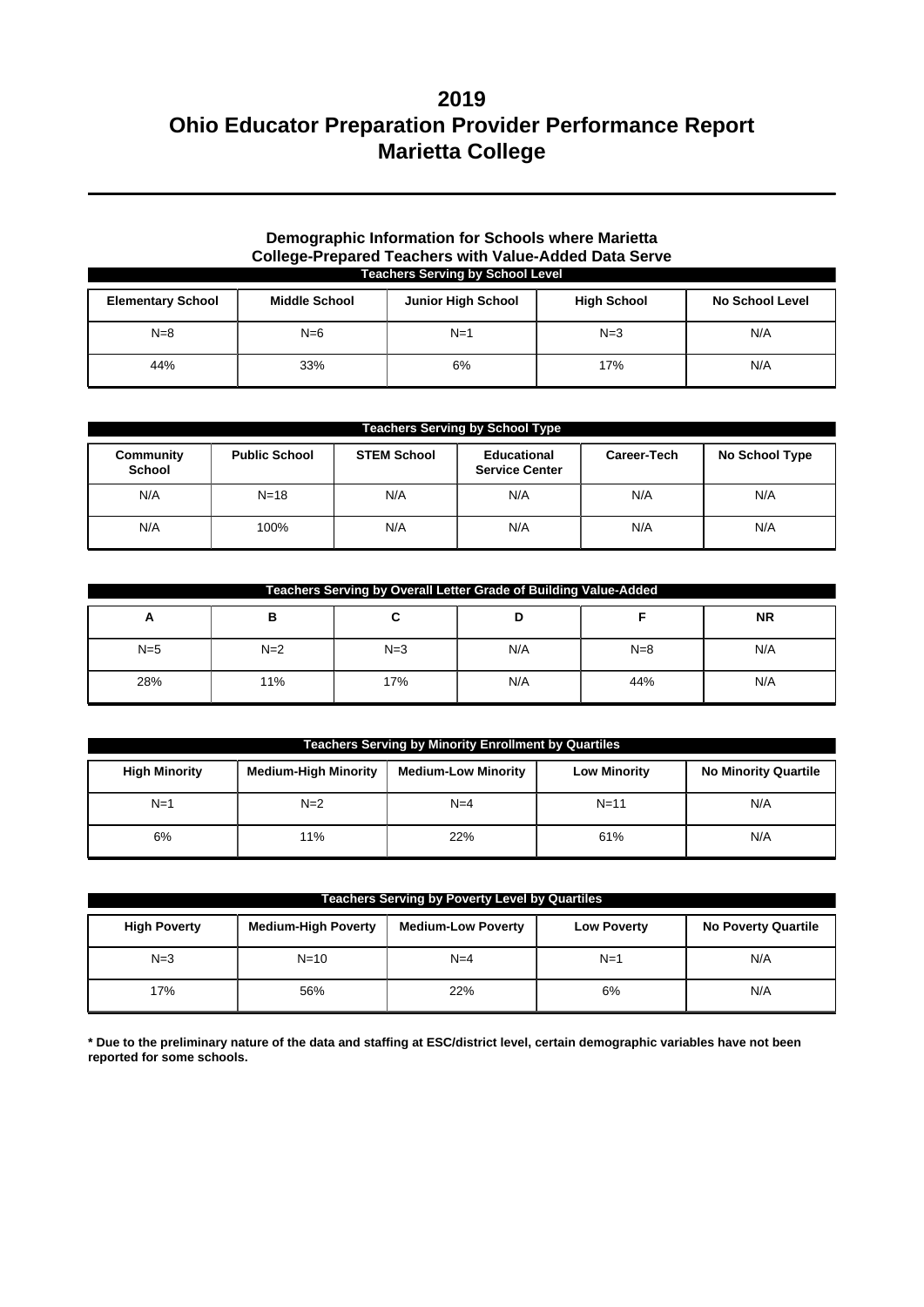# 2019
# Ohio Educator Preparation Provider Performance Report
# Marietta College

### Demographic Information for Schools where Marietta College-Prepared Teachers with Value-Added Data Serve

| Teachers Serving by School Level | | | | |
|---|---|---|---|---|
| Elementary School | Middle School | Junior High School | High School | No School Level |
| N=8 | N=6 | N=1 | N=3 | N/A |
| 44% | 33% | 6% | 17% | N/A |

| Teachers Serving by School Type | | | | | |
|---|---|---|---|---|---|
| Community School | Public School | STEM School | Educational Service Center | Career-Tech | No School Type |
| N/A | N=18 | N/A | N/A | N/A | N/A |
| N/A | 100% | N/A | N/A | N/A | N/A |

| Teachers Serving by Overall Letter Grade of Building Value-Added | | | | | |
|---|---|---|---|---|---|
| A | B | C | D | F | NR |
| N=5 | N=2 | N=3 | N/A | N=8 | N/A |
| 28% | 11% | 17% | N/A | 44% | N/A |

| Teachers Serving by Minority Enrollment by Quartiles | | | | |
|---|---|---|---|---|
| High Minority | Medium-High Minority | Medium-Low Minority | Low Minority | No Minority Quartile |
| N=1 | N=2 | N=4 | N=11 | N/A |
| 6% | 11% | 22% | 61% | N/A |

| Teachers Serving by Poverty Level by Quartiles | | | | |
|---|---|---|---|---|
| High Poverty | Medium-High Poverty | Medium-Low Poverty | Low Poverty | No Poverty Quartile |
| N=3 | N=10 | N=4 | N=1 | N/A |
| 17% | 56% | 22% | 6% | N/A |

**\* Due to the preliminary nature of the data and staffing at ESC/district level, certain demographic variables have not been reported for some schools.**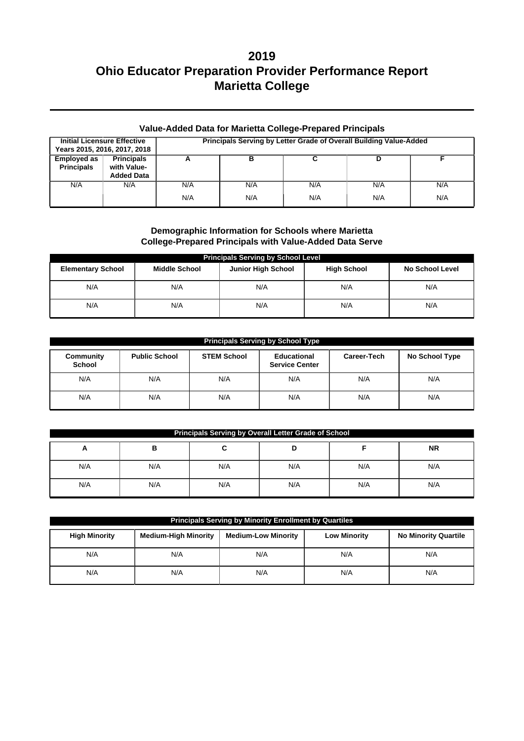# 2019
# Ohio Educator Preparation Provider Performance Report
# Marietta College

### Value-Added Data for Marietta College-Prepared Principals

| Initial Licensure Effective Years 2015, 2016, 2017, 2018 | | Principals Serving by Letter Grade of Overall Building Value-Added | | | | |
|---|---|---|---|---|---|---|
| **Employed as Principals** | **Principals with Value-Added Data** | **A** | **B** | **C** | **D** | **F** |
| N/A | N/A | N/A | N/A | N/A | N/A | N/A |
| | | N/A | N/A | N/A | N/A | N/A |

### Demographic Information for Schools where Marietta College-Prepared Principals with Value-Added Data Serve

| Principals Serving by School Level | | | | |
|---|---|---|---|---|
| **Elementary School** | **Middle School** | **Junior High School** | **High School** | **No School Level** |
| N/A | N/A | N/A | N/A | N/A |
| N/A | N/A | N/A | N/A | N/A |

| Principals Serving by School Type | | | | | |
|---|---|---|---|---|---|
| **Community School** | **Public School** | **STEM School** | **Educational Service Center** | **Career-Tech** | **No School Type** |
| N/A | N/A | N/A | N/A | N/A | N/A |
| N/A | N/A | N/A | N/A | N/A | N/A |

| Principals Serving by Overall Letter Grade of School | | | | | |
|---|---|---|---|---|---|
| **A** | **B** | **C** | **D** | **F** | **NR** |
| N/A | N/A | N/A | N/A | N/A | N/A |
| N/A | N/A | N/A | N/A | N/A | N/A |

| Principals Serving by Minority Enrollment by Quartiles | | | | |
|---|---|---|---|---|
| **High Minority** | **Medium-High Minority** | **Medium-Low Minority** | **Low Minority** | **No Minority Quartile** |
| N/A | N/A | N/A | N/A | N/A |
| N/A | N/A | N/A | N/A | N/A |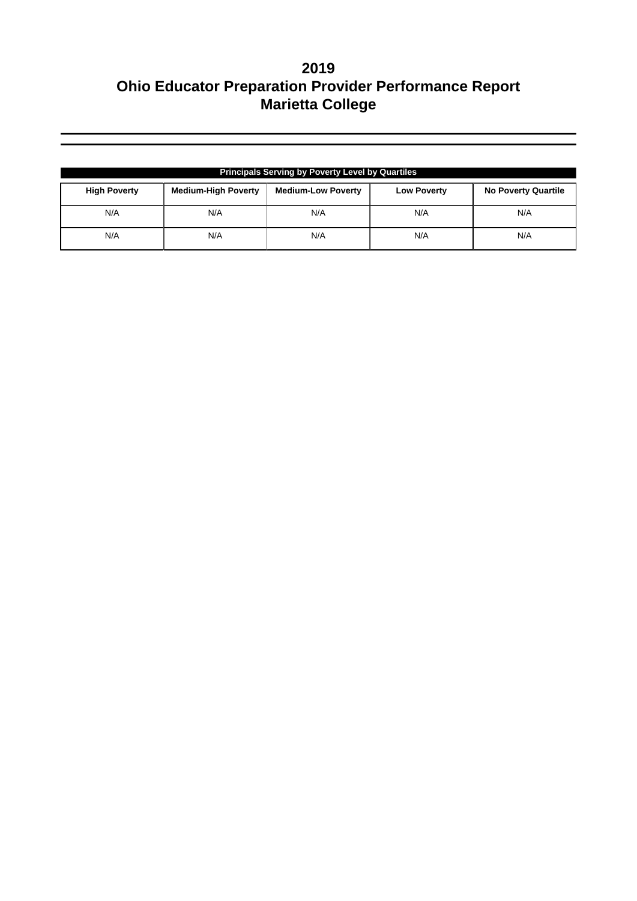# 2019
# Ohio Educator Preparation Provider Performance Report
# Marietta College

| Principals Serving by Poverty Level by Quartiles | | | | |
|---|---|---|---|---|
| **High Poverty** | **Medium-High Poverty** | **Medium-Low Poverty** | **Low Poverty** | **No Poverty Quartile** |
| N/A | N/A | N/A | N/A | N/A |
| N/A | N/A | N/A | N/A | N/A |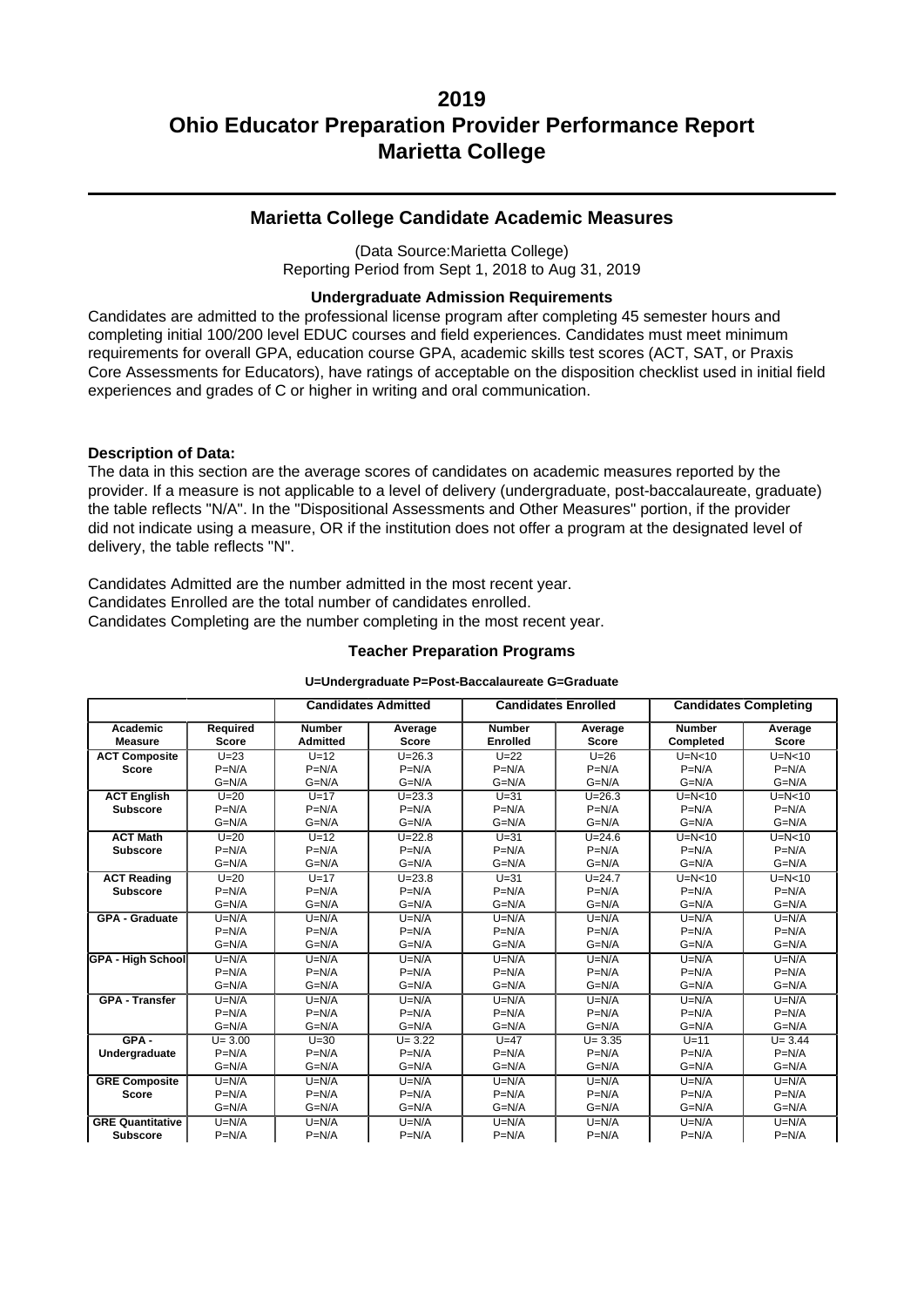# 2019
# Ohio Educator Preparation Provider Performance Report
# Marietta College

## Marietta College Candidate Academic Measures

(Data Source:Marietta College)
Reporting Period from Sept 1, 2018 to Aug 31, 2019

### Undergraduate Admission Requirements

Candidates are admitted to the professional license program after completing 45 semester hours and completing initial 100/200 level EDUC courses and field experiences. Candidates must meet minimum requirements for overall GPA, education course GPA, academic skills test scores (ACT, SAT, or Praxis Core Assessments for Educators), have ratings of acceptable on the disposition checklist used in initial field experiences and grades of C or higher in writing and oral communication.

**Description of Data:**

The data in this section are the average scores of candidates on academic measures reported by the provider. If a measure is not applicable to a level of delivery (undergraduate, post-baccalaureate, graduate) the table reflects "N/A". In the "Dispositional Assessments and Other Measures" portion, if the provider did not indicate using a measure, OR if the institution does not offer a program at the designated level of delivery, the table reflects "N".

Candidates Admitted are the number admitted in the most recent year.
Candidates Enrolled are the total number of candidates enrolled.
Candidates Completing are the number completing in the most recent year.

### Teacher Preparation Programs

**U=Undergraduate P=Post-Baccalaureate G=Graduate**

| | | Candidates Admitted | | Candidates Enrolled | | Candidates Completing | |
|---|---|---|---|---|---|---|---|
| Academic Measure | Required Score | Number Admitted | Average Score | Number Enrolled | Average Score | Number Completed | Average Score |
| ACT Composite Score | U=23<br>P=N/A<br>G=N/A | U=12<br>P=N/A<br>G=N/A | U=26.3<br>P=N/A<br>G=N/A | U=22<br>P=N/A<br>G=N/A | U=26<br>P=N/A<br>G=N/A | U=N<10<br>P=N/A<br>G=N/A | U=N<10<br>P=N/A<br>G=N/A |
| ACT English Subscore | U=20<br>P=N/A<br>G=N/A | U=17<br>P=N/A<br>G=N/A | U=23.3<br>P=N/A<br>G=N/A | U=31<br>P=N/A<br>G=N/A | U=26.3<br>P=N/A<br>G=N/A | U=N<10<br>P=N/A<br>G=N/A | U=N<10<br>P=N/A<br>G=N/A |
| ACT Math Subscore | U=20<br>P=N/A<br>G=N/A | U=12<br>P=N/A<br>G=N/A | U=22.8<br>P=N/A<br>G=N/A | U=31<br>P=N/A<br>G=N/A | U=24.6<br>P=N/A<br>G=N/A | U=N<10<br>P=N/A<br>G=N/A | U=N<10<br>P=N/A<br>G=N/A |
| ACT Reading Subscore | U=20<br>P=N/A<br>G=N/A | U=17<br>P=N/A<br>G=N/A | U=23.8<br>P=N/A<br>G=N/A | U=31<br>P=N/A<br>G=N/A | U=24.7<br>P=N/A<br>G=N/A | U=N<10<br>P=N/A<br>G=N/A | U=N<10<br>P=N/A<br>G=N/A |
| GPA - Graduate | U=N/A<br>P=N/A<br>G=N/A | U=N/A<br>P=N/A<br>G=N/A | U=N/A<br>P=N/A<br>G=N/A | U=N/A<br>P=N/A<br>G=N/A | U=N/A<br>P=N/A<br>G=N/A | U=N/A<br>P=N/A<br>G=N/A | U=N/A<br>P=N/A<br>G=N/A |
| GPA - High School | U=N/A<br>P=N/A<br>G=N/A | U=N/A<br>P=N/A<br>G=N/A | U=N/A<br>P=N/A<br>G=N/A | U=N/A<br>P=N/A<br>G=N/A | U=N/A<br>P=N/A<br>G=N/A | U=N/A<br>P=N/A<br>G=N/A | U=N/A<br>P=N/A<br>G=N/A |
| GPA - Transfer | U=N/A<br>P=N/A<br>G=N/A | U=N/A<br>P=N/A<br>G=N/A | U=N/A<br>P=N/A<br>G=N/A | U=N/A<br>P=N/A<br>G=N/A | U=N/A<br>P=N/A<br>G=N/A | U=N/A<br>P=N/A<br>G=N/A | U=N/A<br>P=N/A<br>G=N/A |
| GPA - Undergraduate | U= 3.00<br>P=N/A<br>G=N/A | U=30<br>P=N/A<br>G=N/A | U= 3.22<br>P=N/A<br>G=N/A | U=47<br>P=N/A<br>G=N/A | U= 3.35<br>P=N/A<br>G=N/A | U=11<br>P=N/A<br>G=N/A | U= 3.44<br>P=N/A<br>G=N/A |
| GRE Composite Score | U=N/A<br>P=N/A<br>G=N/A | U=N/A<br>P=N/A<br>G=N/A | U=N/A<br>P=N/A<br>G=N/A | U=N/A<br>P=N/A<br>G=N/A | U=N/A<br>P=N/A<br>G=N/A | U=N/A<br>P=N/A<br>G=N/A | U=N/A<br>P=N/A<br>G=N/A |
| GRE Quantitative Subscore | U=N/A<br>P=N/A | U=N/A<br>P=N/A | U=N/A<br>P=N/A | U=N/A<br>P=N/A | U=N/A<br>P=N/A | U=N/A<br>P=N/A | U=N/A<br>P=N/A |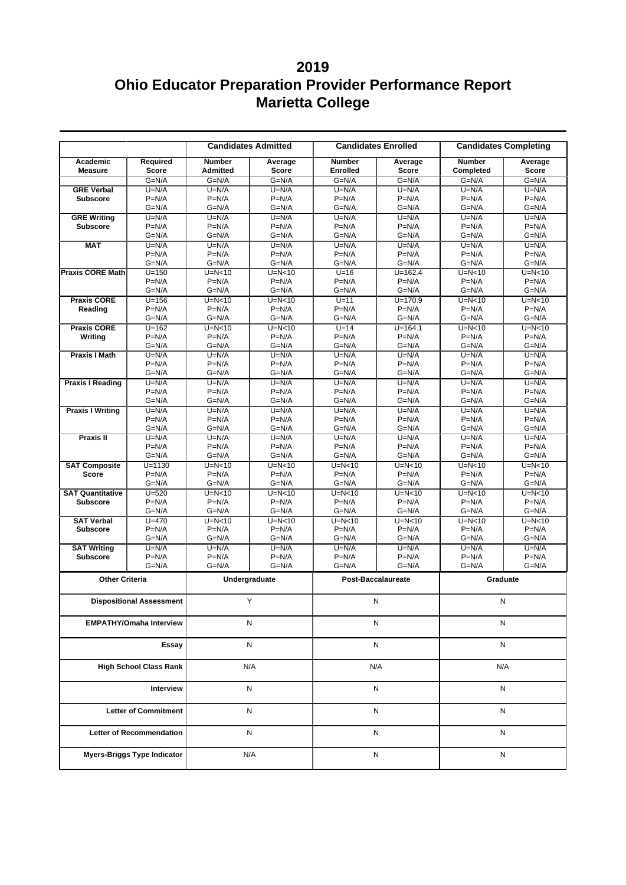# 2019
# Ohio Educator Preparation Provider Performance Report
# Marietta College

| Academic Measure | Required Score | Candidates Admitted: Number Admitted | Candidates Admitted: Average Score | Candidates Enrolled: Number Enrolled | Candidates Enrolled: Average Score | Candidates Completing: Number Completed | Candidates Completing: Average Score |
|---|---|---|---|---|---|---|---|
| GRE Verbal Subscore | G=N/A | G=N/A | G=N/A | G=N/A | G=N/A | G=N/A | G=N/A |
| | U=N/A | U=N/A | U=N/A | U=N/A | U=N/A | U=N/A | U=N/A |
| | P=N/A | P=N/A | P=N/A | P=N/A | P=N/A | P=N/A | P=N/A |
| GRE Writing Subscore | G=N/A | G=N/A | G=N/A | G=N/A | G=N/A | G=N/A | G=N/A |
| | U=N/A | U=N/A | U=N/A | U=N/A | U=N/A | U=N/A | U=N/A |
| | P=N/A | P=N/A | P=N/A | P=N/A | P=N/A | P=N/A | P=N/A |
| MAT | G=N/A | G=N/A | G=N/A | G=N/A | G=N/A | G=N/A | G=N/A |
| | U=N/A | U=N/A | U=N/A | U=N/A | U=N/A | U=N/A | U=N/A |
| | P=N/A | P=N/A | P=N/A | P=N/A | P=N/A | P=N/A | P=N/A |
| Praxis CORE Math | G=N/A | G=N/A | G=N/A | G=N/A | G=N/A | G=N/A | G=N/A |
| | U=150 | U=N<10 | U=N<10 | U=16 | U=162.4 | U=N<10 | U=N<10 |
| | P=N/A | P=N/A | P=N/A | P=N/A | P=N/A | P=N/A | P=N/A |
| Praxis CORE Reading | G=N/A | G=N/A | G=N/A | G=N/A | G=N/A | G=N/A | G=N/A |
| | U=156 | U=N<10 | U=N<10 | U=11 | U=170.9 | U=N<10 | U=N<10 |
| | P=N/A | P=N/A | P=N/A | P=N/A | P=N/A | P=N/A | P=N/A |
| Praxis CORE Writing | G=N/A | G=N/A | G=N/A | G=N/A | G=N/A | G=N/A | G=N/A |
| | U=162 | U=N<10 | U=N<10 | U=14 | U=164.1 | U=N<10 | U=N<10 |
| | P=N/A | P=N/A | P=N/A | P=N/A | P=N/A | P=N/A | P=N/A |
| Praxis I Math | G=N/A | G=N/A | G=N/A | G=N/A | G=N/A | G=N/A | G=N/A |
| | U=N/A | U=N/A | U=N/A | U=N/A | U=N/A | U=N/A | U=N/A |
| | P=N/A | P=N/A | P=N/A | P=N/A | P=N/A | P=N/A | P=N/A |
| Praxis I Reading | G=N/A | G=N/A | G=N/A | G=N/A | G=N/A | G=N/A | G=N/A |
| | U=N/A | U=N/A | U=N/A | U=N/A | U=N/A | U=N/A | U=N/A |
| | P=N/A | P=N/A | P=N/A | P=N/A | P=N/A | P=N/A | P=N/A |
| Praxis I Writing | G=N/A | G=N/A | G=N/A | G=N/A | G=N/A | G=N/A | G=N/A |
| | U=N/A | U=N/A | U=N/A | U=N/A | U=N/A | U=N/A | U=N/A |
| | P=N/A | P=N/A | P=N/A | P=N/A | P=N/A | P=N/A | P=N/A |
| Praxis II | G=N/A | G=N/A | G=N/A | G=N/A | G=N/A | G=N/A | G=N/A |
| | U=N/A | U=N/A | U=N/A | U=N/A | U=N/A | U=N/A | U=N/A |
| | P=N/A | P=N/A | P=N/A | P=N/A | P=N/A | P=N/A | P=N/A |
| SAT Composite Score | G=N/A | G=N/A | G=N/A | G=N/A | G=N/A | G=N/A | G=N/A |
| | U=1130 | U=N<10 | U=N<10 | U=N<10 | U=N<10 | U=N<10 | U=N<10 |
| | P=N/A | P=N/A | P=N/A | P=N/A | P=N/A | P=N/A | P=N/A |
| SAT Quantitative Subscore | G=N/A | G=N/A | G=N/A | G=N/A | G=N/A | G=N/A | G=N/A |
| | U=520 | U=N<10 | U=N<10 | U=N<10 | U=N<10 | U=N<10 | U=N<10 |
| | P=N/A | P=N/A | P=N/A | P=N/A | P=N/A | P=N/A | P=N/A |
| SAT Verbal Subscore | G=N/A | G=N/A | G=N/A | G=N/A | G=N/A | G=N/A | G=N/A |
| | U=470 | U=N<10 | U=N<10 | U=N<10 | U=N<10 | U=N<10 | U=N<10 |
| | P=N/A | P=N/A | P=N/A | P=N/A | P=N/A | P=N/A | P=N/A |
| SAT Writing Subscore | G=N/A | G=N/A | G=N/A | G=N/A | G=N/A | G=N/A | G=N/A |
| | U=N/A | U=N/A | U=N/A | U=N/A | U=N/A | U=N/A | U=N/A |
| | P=N/A | P=N/A | P=N/A | P=N/A | P=N/A | P=N/A | P=N/A |
| | G=N/A | G=N/A | G=N/A | G=N/A | G=N/A | G=N/A | G=N/A |

| Other Criteria | Undergraduate | Post-Baccalaureate | Graduate |
|---|---|---|---|
| Dispositional Assessment | Y | N | N |
| EMPATHY/Omaha Interview | N | N | N |
| Essay | N | N | N |
| High School Class Rank | N/A | N/A | N/A |
| Interview | N | N | N |
| Letter of Commitment | N | N | N |
| Letter of Recommendation | N | N | N |
| Myers-Briggs Type Indicator | N/A | N | N |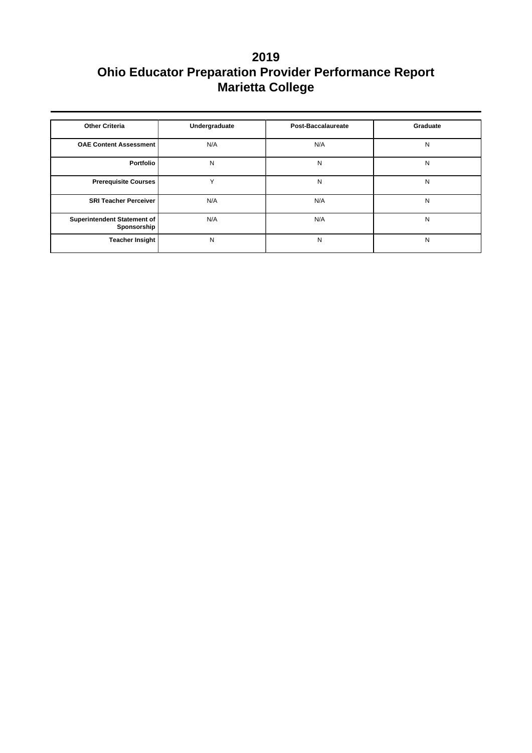# 2019
# Ohio Educator Preparation Provider Performance Report
# Marietta College

| Other Criteria | Undergraduate | Post-Baccalaureate | Graduate |
|---|---|---|---|
| OAE Content Assessment | N/A | N/A | N |
| Portfolio | N | N | N |
| Prerequisite Courses | Y | N | N |
| SRI Teacher Perceiver | N/A | N/A | N |
| Superintendent Statement of Sponsorship | N/A | N/A | N |
| Teacher Insight | N | N | N |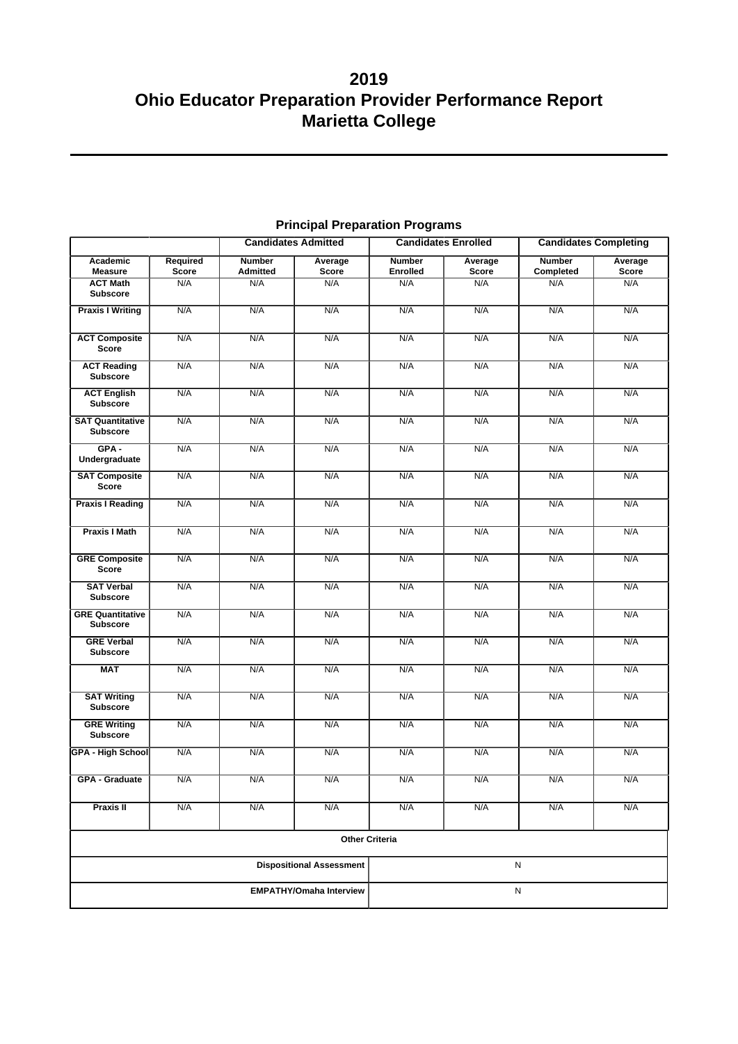# 2019
# Ohio Educator Preparation Provider Performance Report
# Marietta College

## Principal Preparation Programs

| | | Candidates Admitted | | Candidates Enrolled | | Candidates Completing | |
|---|---|---|---|---|---|---|---|
| **Academic Measure** | **Required Score** | **Number Admitted** | **Average Score** | **Number Enrolled** | **Average Score** | **Number Completed** | **Average Score** |
| **ACT Math Subscore** | N/A | N/A | N/A | N/A | N/A | N/A | N/A |
| **Praxis I Writing** | N/A | N/A | N/A | N/A | N/A | N/A | N/A |
| **ACT Composite Score** | N/A | N/A | N/A | N/A | N/A | N/A | N/A |
| **ACT Reading Subscore** | N/A | N/A | N/A | N/A | N/A | N/A | N/A |
| **ACT English Subscore** | N/A | N/A | N/A | N/A | N/A | N/A | N/A |
| **SAT Quantitative Subscore** | N/A | N/A | N/A | N/A | N/A | N/A | N/A |
| **GPA - Undergraduate** | N/A | N/A | N/A | N/A | N/A | N/A | N/A |
| **SAT Composite Score** | N/A | N/A | N/A | N/A | N/A | N/A | N/A |
| **Praxis I Reading** | N/A | N/A | N/A | N/A | N/A | N/A | N/A |
| **Praxis I Math** | N/A | N/A | N/A | N/A | N/A | N/A | N/A |
| **GRE Composite Score** | N/A | N/A | N/A | N/A | N/A | N/A | N/A |
| **SAT Verbal Subscore** | N/A | N/A | N/A | N/A | N/A | N/A | N/A |
| **GRE Quantitative Subscore** | N/A | N/A | N/A | N/A | N/A | N/A | N/A |
| **GRE Verbal Subscore** | N/A | N/A | N/A | N/A | N/A | N/A | N/A |
| **MAT** | N/A | N/A | N/A | N/A | N/A | N/A | N/A |
| **SAT Writing Subscore** | N/A | N/A | N/A | N/A | N/A | N/A | N/A |
| **GRE Writing Subscore** | N/A | N/A | N/A | N/A | N/A | N/A | N/A |
| **GPA - High School** | N/A | N/A | N/A | N/A | N/A | N/A | N/A |
| **GPA - Graduate** | N/A | N/A | N/A | N/A | N/A | N/A | N/A |
| **Praxis II** | N/A | N/A | N/A | N/A | N/A | N/A | N/A |

| Other Criteria | |
|---|---|
| **Dispositional Assessment** | N |
| **EMPATHY/Omaha Interview** | N |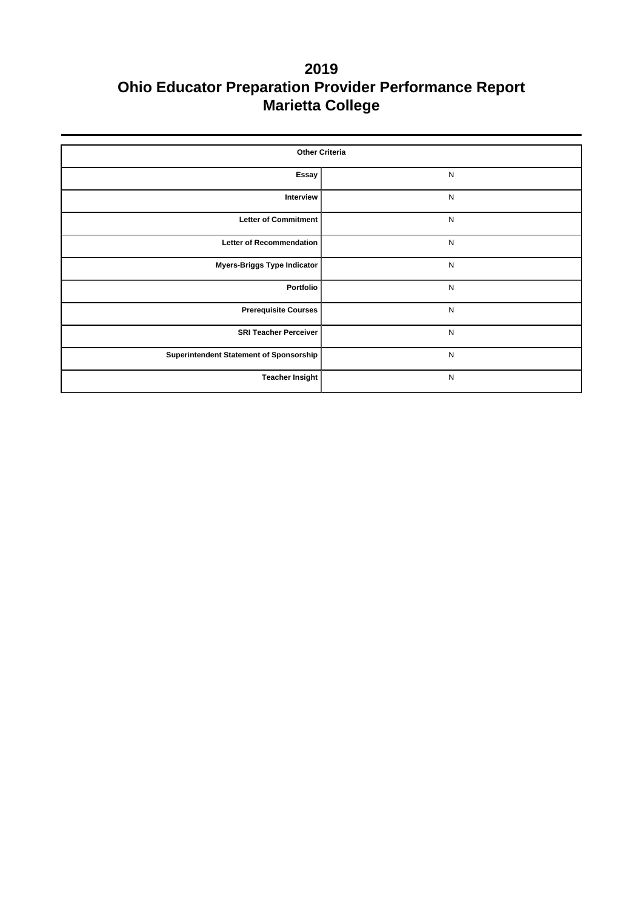# 2019
# Ohio Educator Preparation Provider Performance Report
# Marietta College

| Other Criteria | |
|---|---|
| Essay | N |
| Interview | N |
| Letter of Commitment | N |
| Letter of Recommendation | N |
| Myers-Briggs Type Indicator | N |
| Portfolio | N |
| Prerequisite Courses | N |
| SRI Teacher Perceiver | N |
| Superintendent Statement of Sponsorship | N |
| Teacher Insight | N |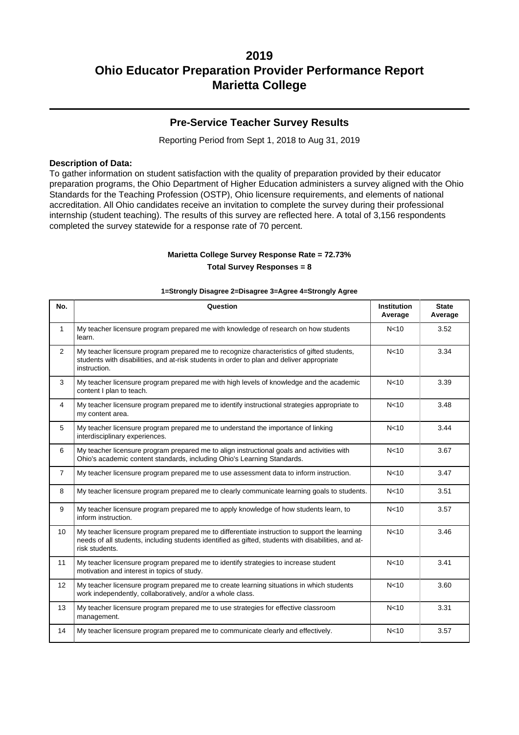# 2019
# Ohio Educator Preparation Provider Performance Report
# Marietta College

## Pre-Service Teacher Survey Results

Reporting Period from Sept 1, 2018 to Aug 31, 2019

**Description of Data:**
To gather information on student satisfaction with the quality of preparation provided by their educator preparation programs, the Ohio Department of Higher Education administers a survey aligned with the Ohio Standards for the Teaching Profession (OSTP), Ohio licensure requirements, and elements of national accreditation. All Ohio candidates receive an invitation to complete the survey during their professional internship (student teaching). The results of this survey are reflected here. A total of 3,156 respondents completed the survey statewide for a response rate of 70 percent.

**Marietta College Survey Response Rate = 72.73%**

**Total Survey Responses = 8**

**1=Strongly Disagree 2=Disagree 3=Agree 4=Strongly Agree**

| No. | Question | Institution Average | State Average |
|---|---|---|---|
| 1 | My teacher licensure program prepared me with knowledge of research on how students learn. | N<10 | 3.52 |
| 2 | My teacher licensure program prepared me to recognize characteristics of gifted students, students with disabilities, and at-risk students in order to plan and deliver appropriate instruction. | N<10 | 3.34 |
| 3 | My teacher licensure program prepared me with high levels of knowledge and the academic content I plan to teach. | N<10 | 3.39 |
| 4 | My teacher licensure program prepared me to identify instructional strategies appropriate to my content area. | N<10 | 3.48 |
| 5 | My teacher licensure program prepared me to understand the importance of linking interdisciplinary experiences. | N<10 | 3.44 |
| 6 | My teacher licensure program prepared me to align instructional goals and activities with Ohio's academic content standards, including Ohio's Learning Standards. | N<10 | 3.67 |
| 7 | My teacher licensure program prepared me to use assessment data to inform instruction. | N<10 | 3.47 |
| 8 | My teacher licensure program prepared me to clearly communicate learning goals to students. | N<10 | 3.51 |
| 9 | My teacher licensure program prepared me to apply knowledge of how students learn, to inform instruction. | N<10 | 3.57 |
| 10 | My teacher licensure program prepared me to differentiate instruction to support the learning needs of all students, including students identified as gifted, students with disabilities, and at-risk students. | N<10 | 3.46 |
| 11 | My teacher licensure program prepared me to identify strategies to increase student motivation and interest in topics of study. | N<10 | 3.41 |
| 12 | My teacher licensure program prepared me to create learning situations in which students work independently, collaboratively, and/or a whole class. | N<10 | 3.60 |
| 13 | My teacher licensure program prepared me to use strategies for effective classroom management. | N<10 | 3.31 |
| 14 | My teacher licensure program prepared me to communicate clearly and effectively. | N<10 | 3.57 |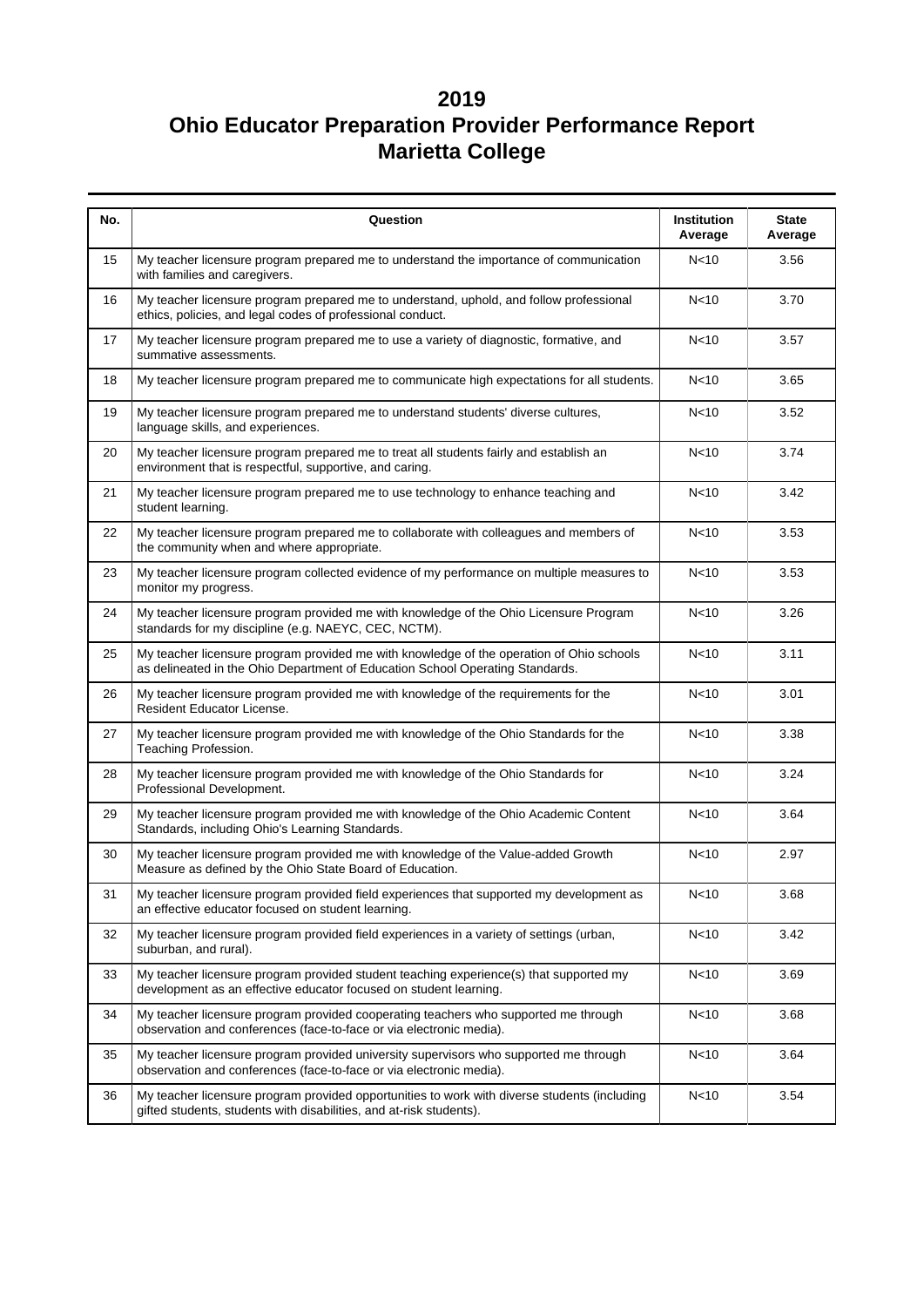# 2019
# Ohio Educator Preparation Provider Performance Report
# Marietta College

| No. | Question | Institution Average | State Average |
|---|---|---|---|
| 15 | My teacher licensure program prepared me to understand the importance of communication with families and caregivers. | N<10 | 3.56 |
| 16 | My teacher licensure program prepared me to understand, uphold, and follow professional ethics, policies, and legal codes of professional conduct. | N<10 | 3.70 |
| 17 | My teacher licensure program prepared me to use a variety of diagnostic, formative, and summative assessments. | N<10 | 3.57 |
| 18 | My teacher licensure program prepared me to communicate high expectations for all students. | N<10 | 3.65 |
| 19 | My teacher licensure program prepared me to understand students' diverse cultures, language skills, and experiences. | N<10 | 3.52 |
| 20 | My teacher licensure program prepared me to treat all students fairly and establish an environment that is respectful, supportive, and caring. | N<10 | 3.74 |
| 21 | My teacher licensure program prepared me to use technology to enhance teaching and student learning. | N<10 | 3.42 |
| 22 | My teacher licensure program prepared me to collaborate with colleagues and members of the community when and where appropriate. | N<10 | 3.53 |
| 23 | My teacher licensure program collected evidence of my performance on multiple measures to monitor my progress. | N<10 | 3.53 |
| 24 | My teacher licensure program provided me with knowledge of the Ohio Licensure Program standards for my discipline (e.g. NAEYC, CEC, NCTM). | N<10 | 3.26 |
| 25 | My teacher licensure program provided me with knowledge of the operation of Ohio schools as delineated in the Ohio Department of Education School Operating Standards. | N<10 | 3.11 |
| 26 | My teacher licensure program provided me with knowledge of the requirements for the Resident Educator License. | N<10 | 3.01 |
| 27 | My teacher licensure program provided me with knowledge of the Ohio Standards for the Teaching Profession. | N<10 | 3.38 |
| 28 | My teacher licensure program provided me with knowledge of the Ohio Standards for Professional Development. | N<10 | 3.24 |
| 29 | My teacher licensure program provided me with knowledge of the Ohio Academic Content Standards, including Ohio's Learning Standards. | N<10 | 3.64 |
| 30 | My teacher licensure program provided me with knowledge of the Value-added Growth Measure as defined by the Ohio State Board of Education. | N<10 | 2.97 |
| 31 | My teacher licensure program provided field experiences that supported my development as an effective educator focused on student learning. | N<10 | 3.68 |
| 32 | My teacher licensure program provided field experiences in a variety of settings (urban, suburban, and rural). | N<10 | 3.42 |
| 33 | My teacher licensure program provided student teaching experience(s) that supported my development as an effective educator focused on student learning. | N<10 | 3.69 |
| 34 | My teacher licensure program provided cooperating teachers who supported me through observation and conferences (face-to-face or via electronic media). | N<10 | 3.68 |
| 35 | My teacher licensure program provided university supervisors who supported me through observation and conferences (face-to-face or via electronic media). | N<10 | 3.64 |
| 36 | My teacher licensure program provided opportunities to work with diverse students (including gifted students, students with disabilities, and at-risk students). | N<10 | 3.54 |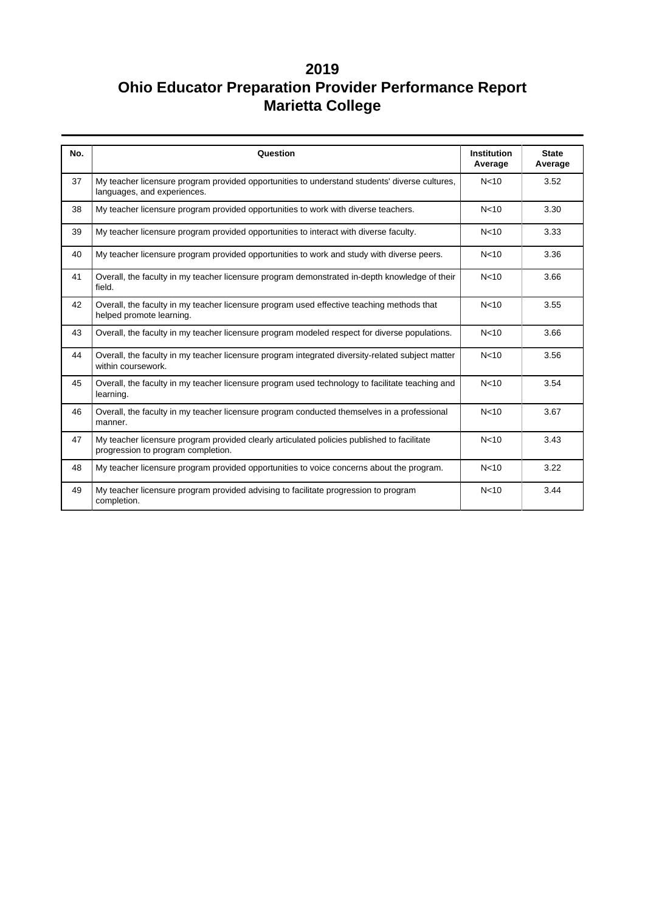# 2019
# Ohio Educator Preparation Provider Performance Report
# Marietta College

| No. | Question | Institution Average | State Average |
|---|---|---|---|
| 37 | My teacher licensure program provided opportunities to understand students' diverse cultures, languages, and experiences. | N<10 | 3.52 |
| 38 | My teacher licensure program provided opportunities to work with diverse teachers. | N<10 | 3.30 |
| 39 | My teacher licensure program provided opportunities to interact with diverse faculty. | N<10 | 3.33 |
| 40 | My teacher licensure program provided opportunities to work and study with diverse peers. | N<10 | 3.36 |
| 41 | Overall, the faculty in my teacher licensure program demonstrated in-depth knowledge of their field. | N<10 | 3.66 |
| 42 | Overall, the faculty in my teacher licensure program used effective teaching methods that helped promote learning. | N<10 | 3.55 |
| 43 | Overall, the faculty in my teacher licensure program modeled respect for diverse populations. | N<10 | 3.66 |
| 44 | Overall, the faculty in my teacher licensure program integrated diversity-related subject matter within coursework. | N<10 | 3.56 |
| 45 | Overall, the faculty in my teacher licensure program used technology to facilitate teaching and learning. | N<10 | 3.54 |
| 46 | Overall, the faculty in my teacher licensure program conducted themselves in a professional manner. | N<10 | 3.67 |
| 47 | My teacher licensure program provided clearly articulated policies published to facilitate progression to program completion. | N<10 | 3.43 |
| 48 | My teacher licensure program provided opportunities to voice concerns about the program. | N<10 | 3.22 |
| 49 | My teacher licensure program provided advising to facilitate progression to program completion. | N<10 | 3.44 |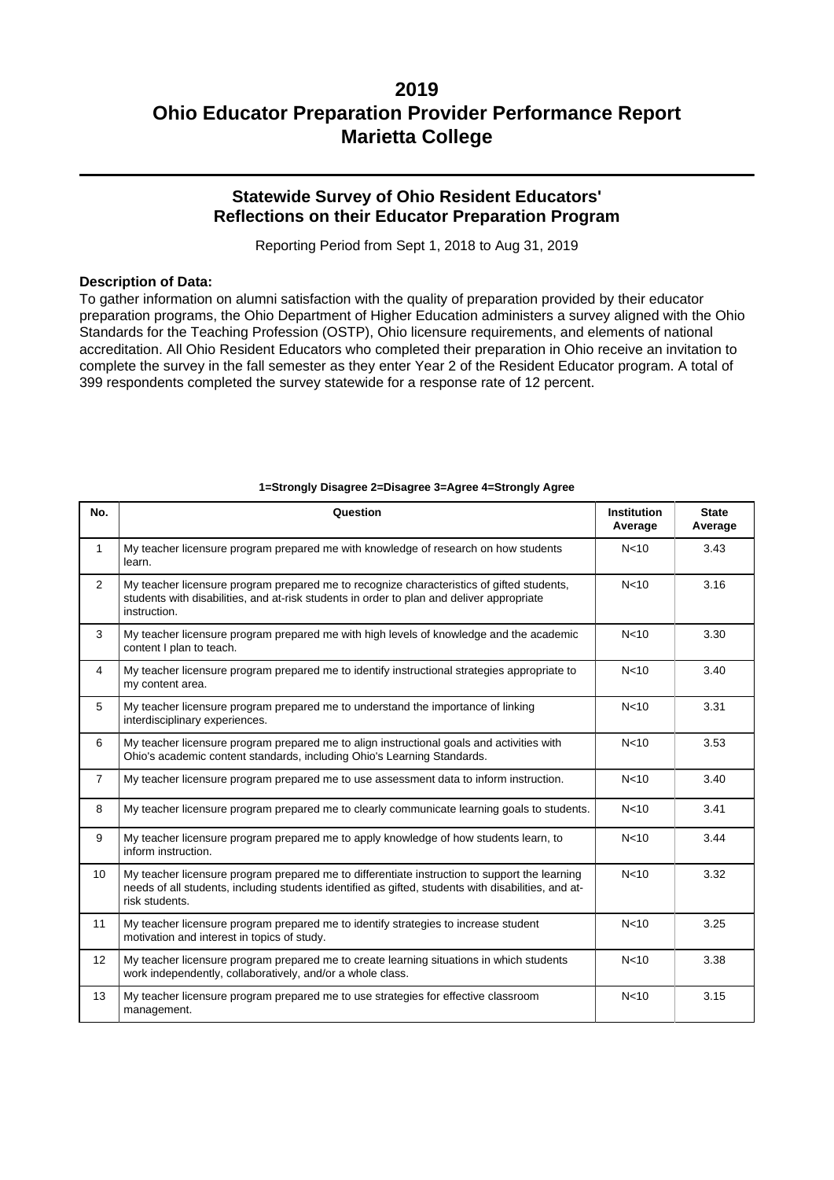# 2019
# Ohio Educator Preparation Provider Performance Report
# Marietta College

## Statewide Survey of Ohio Resident Educators' Reflections on their Educator Preparation Program

Reporting Period from Sept 1, 2018 to Aug 31, 2019

**Description of Data:**

To gather information on alumni satisfaction with the quality of preparation provided by their educator preparation programs, the Ohio Department of Higher Education administers a survey aligned with the Ohio Standards for the Teaching Profession (OSTP), Ohio licensure requirements, and elements of national accreditation. All Ohio Resident Educators who completed their preparation in Ohio receive an invitation to complete the survey in the fall semester as they enter Year 2 of the Resident Educator program. A total of 399 respondents completed the survey statewide for a response rate of 12 percent.

**1=Strongly Disagree 2=Disagree 3=Agree 4=Strongly Agree**

| No. | Question | Institution Average | State Average |
|---|---|---|---|
| 1 | My teacher licensure program prepared me with knowledge of research on how students learn. | N<10 | 3.43 |
| 2 | My teacher licensure program prepared me to recognize characteristics of gifted students, students with disabilities, and at-risk students in order to plan and deliver appropriate instruction. | N<10 | 3.16 |
| 3 | My teacher licensure program prepared me with high levels of knowledge and the academic content I plan to teach. | N<10 | 3.30 |
| 4 | My teacher licensure program prepared me to identify instructional strategies appropriate to my content area. | N<10 | 3.40 |
| 5 | My teacher licensure program prepared me to understand the importance of linking interdisciplinary experiences. | N<10 | 3.31 |
| 6 | My teacher licensure program prepared me to align instructional goals and activities with Ohio's academic content standards, including Ohio's Learning Standards. | N<10 | 3.53 |
| 7 | My teacher licensure program prepared me to use assessment data to inform instruction. | N<10 | 3.40 |
| 8 | My teacher licensure program prepared me to clearly communicate learning goals to students. | N<10 | 3.41 |
| 9 | My teacher licensure program prepared me to apply knowledge of how students learn, to inform instruction. | N<10 | 3.44 |
| 10 | My teacher licensure program prepared me to differentiate instruction to support the learning needs of all students, including students identified as gifted, students with disabilities, and at-risk students. | N<10 | 3.32 |
| 11 | My teacher licensure program prepared me to identify strategies to increase student motivation and interest in topics of study. | N<10 | 3.25 |
| 12 | My teacher licensure program prepared me to create learning situations in which students work independently, collaboratively, and/or a whole class. | N<10 | 3.38 |
| 13 | My teacher licensure program prepared me to use strategies for effective classroom management. | N<10 | 3.15 |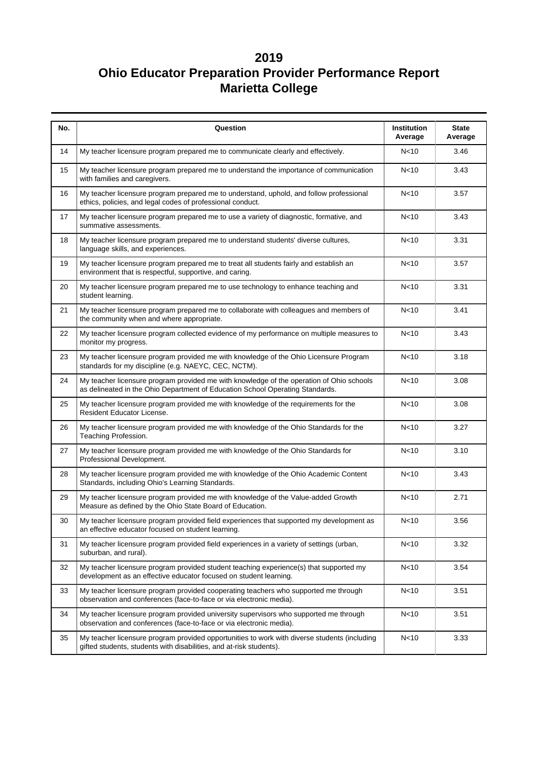# 2019
# Ohio Educator Preparation Provider Performance Report
# Marietta College

| No. | Question | Institution Average | State Average |
|---|---|---|---|
| 14 | My teacher licensure program prepared me to communicate clearly and effectively. | N<10 | 3.46 |
| 15 | My teacher licensure program prepared me to understand the importance of communication with families and caregivers. | N<10 | 3.43 |
| 16 | My teacher licensure program prepared me to understand, uphold, and follow professional ethics, policies, and legal codes of professional conduct. | N<10 | 3.57 |
| 17 | My teacher licensure program prepared me to use a variety of diagnostic, formative, and summative assessments. | N<10 | 3.43 |
| 18 | My teacher licensure program prepared me to understand students' diverse cultures, language skills, and experiences. | N<10 | 3.31 |
| 19 | My teacher licensure program prepared me to treat all students fairly and establish an environment that is respectful, supportive, and caring. | N<10 | 3.57 |
| 20 | My teacher licensure program prepared me to use technology to enhance teaching and student learning. | N<10 | 3.31 |
| 21 | My teacher licensure program prepared me to collaborate with colleagues and members of the community when and where appropriate. | N<10 | 3.41 |
| 22 | My teacher licensure program collected evidence of my performance on multiple measures to monitor my progress. | N<10 | 3.43 |
| 23 | My teacher licensure program provided me with knowledge of the Ohio Licensure Program standards for my discipline (e.g. NAEYC, CEC, NCTM). | N<10 | 3.18 |
| 24 | My teacher licensure program provided me with knowledge of the operation of Ohio schools as delineated in the Ohio Department of Education School Operating Standards. | N<10 | 3.08 |
| 25 | My teacher licensure program provided me with knowledge of the requirements for the Resident Educator License. | N<10 | 3.08 |
| 26 | My teacher licensure program provided me with knowledge of the Ohio Standards for the Teaching Profession. | N<10 | 3.27 |
| 27 | My teacher licensure program provided me with knowledge of the Ohio Standards for Professional Development. | N<10 | 3.10 |
| 28 | My teacher licensure program provided me with knowledge of the Ohio Academic Content Standards, including Ohio's Learning Standards. | N<10 | 3.43 |
| 29 | My teacher licensure program provided me with knowledge of the Value-added Growth Measure as defined by the Ohio State Board of Education. | N<10 | 2.71 |
| 30 | My teacher licensure program provided field experiences that supported my development as an effective educator focused on student learning. | N<10 | 3.56 |
| 31 | My teacher licensure program provided field experiences in a variety of settings (urban, suburban, and rural). | N<10 | 3.32 |
| 32 | My teacher licensure program provided student teaching experience(s) that supported my development as an effective educator focused on student learning. | N<10 | 3.54 |
| 33 | My teacher licensure program provided cooperating teachers who supported me through observation and conferences (face-to-face or via electronic media). | N<10 | 3.51 |
| 34 | My teacher licensure program provided university supervisors who supported me through observation and conferences (face-to-face or via electronic media). | N<10 | 3.51 |
| 35 | My teacher licensure program provided opportunities to work with diverse students (including gifted students, students with disabilities, and at-risk students). | N<10 | 3.33 |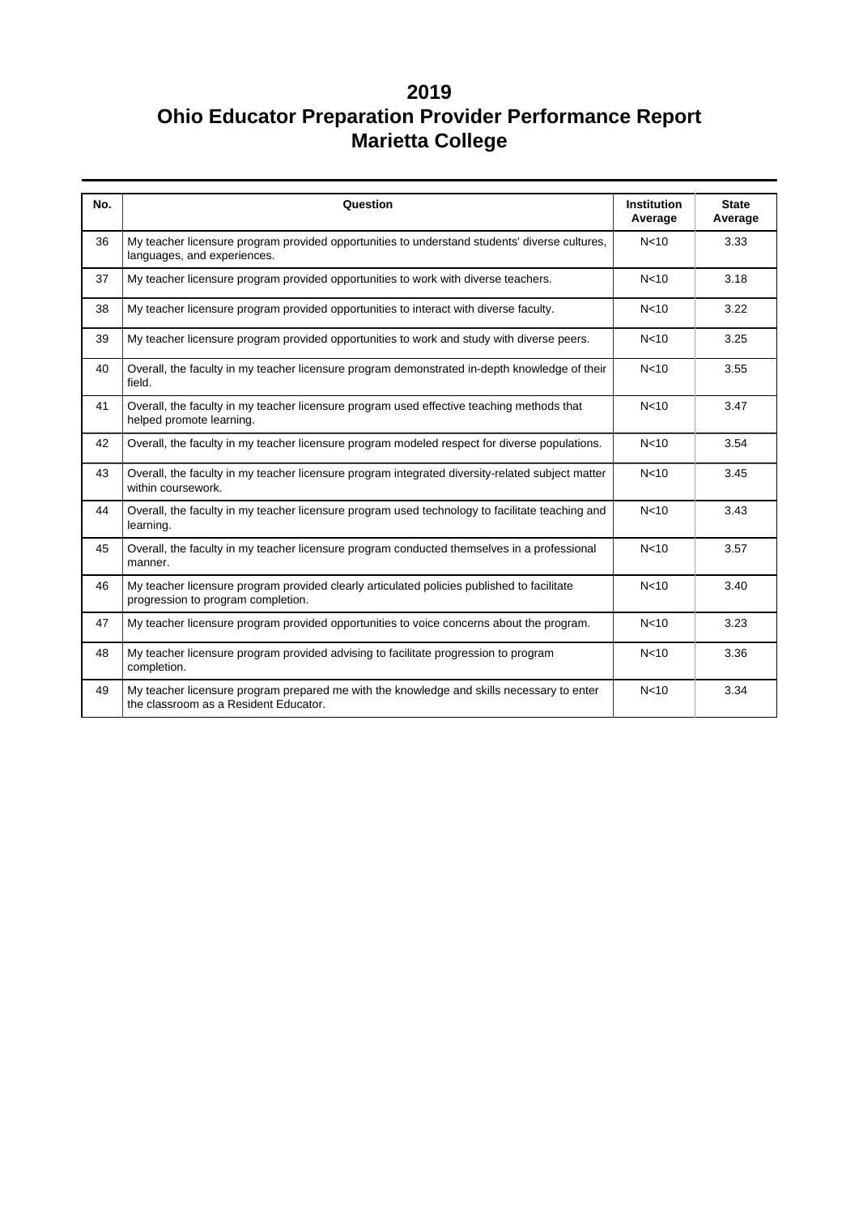# 2019
# Ohio Educator Preparation Provider Performance Report
# Marietta College

| No. | Question | Institution Average | State Average |
|---|---|---|---|
| 36 | My teacher licensure program provided opportunities to understand students' diverse cultures, languages, and experiences. | N<10 | 3.33 |
| 37 | My teacher licensure program provided opportunities to work with diverse teachers. | N<10 | 3.18 |
| 38 | My teacher licensure program provided opportunities to interact with diverse faculty. | N<10 | 3.22 |
| 39 | My teacher licensure program provided opportunities to work and study with diverse peers. | N<10 | 3.25 |
| 40 | Overall, the faculty in my teacher licensure program demonstrated in-depth knowledge of their field. | N<10 | 3.55 |
| 41 | Overall, the faculty in my teacher licensure program used effective teaching methods that helped promote learning. | N<10 | 3.47 |
| 42 | Overall, the faculty in my teacher licensure program modeled respect for diverse populations. | N<10 | 3.54 |
| 43 | Overall, the faculty in my teacher licensure program integrated diversity-related subject matter within coursework. | N<10 | 3.45 |
| 44 | Overall, the faculty in my teacher licensure program used technology to facilitate teaching and learning. | N<10 | 3.43 |
| 45 | Overall, the faculty in my teacher licensure program conducted themselves in a professional manner. | N<10 | 3.57 |
| 46 | My teacher licensure program provided clearly articulated policies published to facilitate progression to program completion. | N<10 | 3.40 |
| 47 | My teacher licensure program provided opportunities to voice concerns about the program. | N<10 | 3.23 |
| 48 | My teacher licensure program provided advising to facilitate progression to program completion. | N<10 | 3.36 |
| 49 | My teacher licensure program prepared me with the knowledge and skills necessary to enter the classroom as a Resident Educator. | N<10 | 3.34 |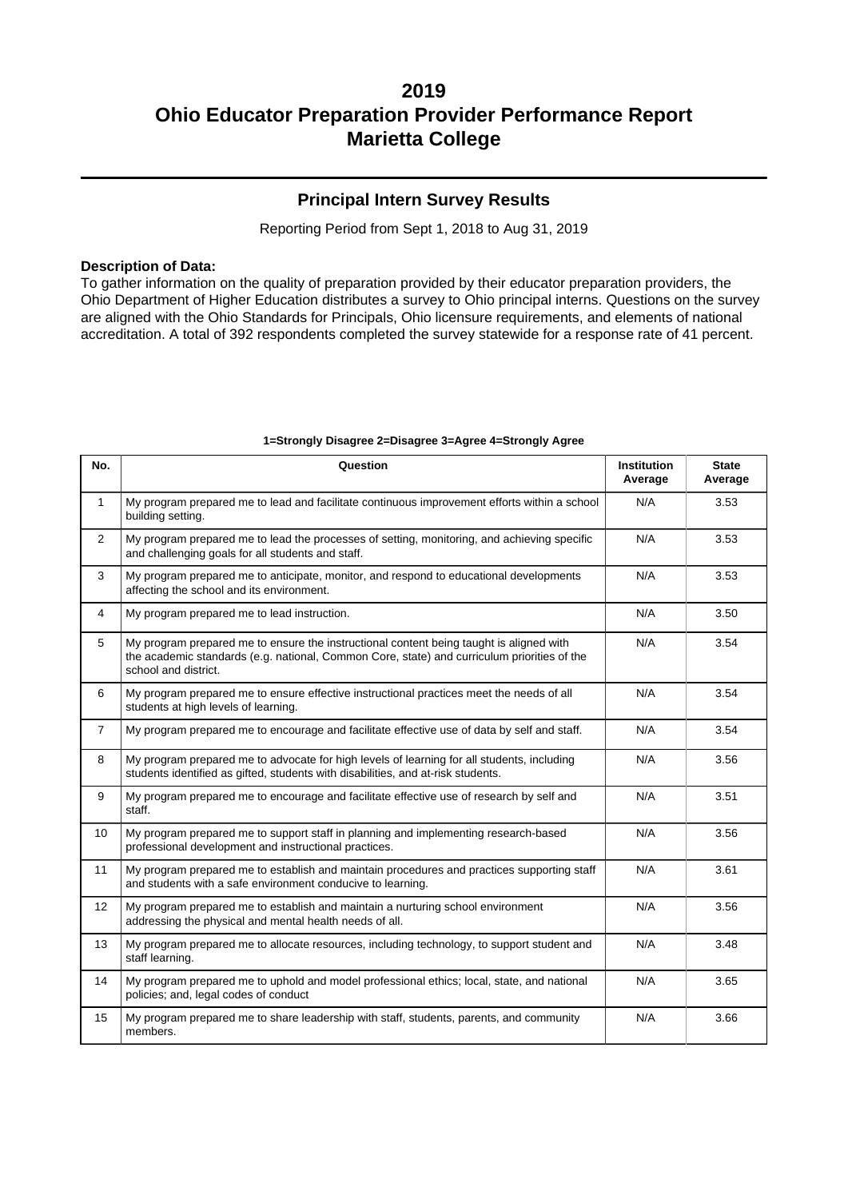# 2019
# Ohio Educator Preparation Provider Performance Report
# Marietta College

## Principal Intern Survey Results

Reporting Period from Sept 1, 2018 to Aug 31, 2019

**Description of Data:**
To gather information on the quality of preparation provided by their educator preparation providers, the Ohio Department of Higher Education distributes a survey to Ohio principal interns. Questions on the survey are aligned with the Ohio Standards for Principals, Ohio licensure requirements, and elements of national accreditation. A total of 392 respondents completed the survey statewide for a response rate of 41 percent.

**1=Strongly Disagree 2=Disagree 3=Agree 4=Strongly Agree**

| No. | Question | Institution Average | State Average |
|---|---|---|---|
| 1 | My program prepared me to lead and facilitate continuous improvement efforts within a school building setting. | N/A | 3.53 |
| 2 | My program prepared me to lead the processes of setting, monitoring, and achieving specific and challenging goals for all students and staff. | N/A | 3.53 |
| 3 | My program prepared me to anticipate, monitor, and respond to educational developments affecting the school and its environment. | N/A | 3.53 |
| 4 | My program prepared me to lead instruction. | N/A | 3.50 |
| 5 | My program prepared me to ensure the instructional content being taught is aligned with the academic standards (e.g. national, Common Core, state) and curriculum priorities of the school and district. | N/A | 3.54 |
| 6 | My program prepared me to ensure effective instructional practices meet the needs of all students at high levels of learning. | N/A | 3.54 |
| 7 | My program prepared me to encourage and facilitate effective use of data by self and staff. | N/A | 3.54 |
| 8 | My program prepared me to advocate for high levels of learning for all students, including students identified as gifted, students with disabilities, and at-risk students. | N/A | 3.56 |
| 9 | My program prepared me to encourage and facilitate effective use of research by self and staff. | N/A | 3.51 |
| 10 | My program prepared me to support staff in planning and implementing research-based professional development and instructional practices. | N/A | 3.56 |
| 11 | My program prepared me to establish and maintain procedures and practices supporting staff and students with a safe environment conducive to learning. | N/A | 3.61 |
| 12 | My program prepared me to establish and maintain a nurturing school environment addressing the physical and mental health needs of all. | N/A | 3.56 |
| 13 | My program prepared me to allocate resources, including technology, to support student and staff learning. | N/A | 3.48 |
| 14 | My program prepared me to uphold and model professional ethics; local, state, and national policies; and, legal codes of conduct | N/A | 3.65 |
| 15 | My program prepared me to share leadership with staff, students, parents, and community members. | N/A | 3.66 |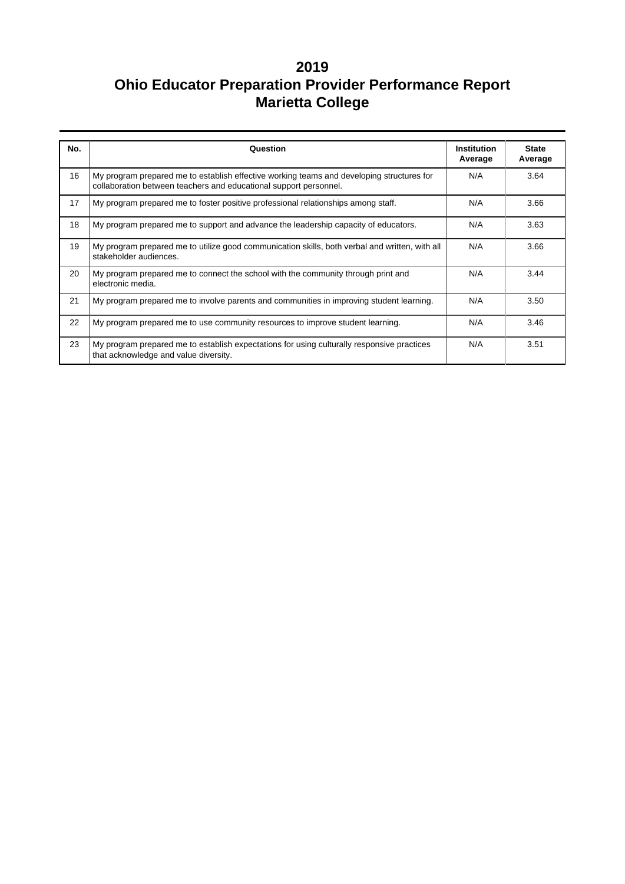# 2019
# Ohio Educator Preparation Provider Performance Report
# Marietta College

| No. | Question | Institution Average | State Average |
|---|---|---|---|
| 16 | My program prepared me to establish effective working teams and developing structures for collaboration between teachers and educational support personnel. | N/A | 3.64 |
| 17 | My program prepared me to foster positive professional relationships among staff. | N/A | 3.66 |
| 18 | My program prepared me to support and advance the leadership capacity of educators. | N/A | 3.63 |
| 19 | My program prepared me to utilize good communication skills, both verbal and written, with all stakeholder audiences. | N/A | 3.66 |
| 20 | My program prepared me to connect the school with the community through print and electronic media. | N/A | 3.44 |
| 21 | My program prepared me to involve parents and communities in improving student learning. | N/A | 3.50 |
| 22 | My program prepared me to use community resources to improve student learning. | N/A | 3.46 |
| 23 | My program prepared me to establish expectations for using culturally responsive practices that acknowledge and value diversity. | N/A | 3.51 |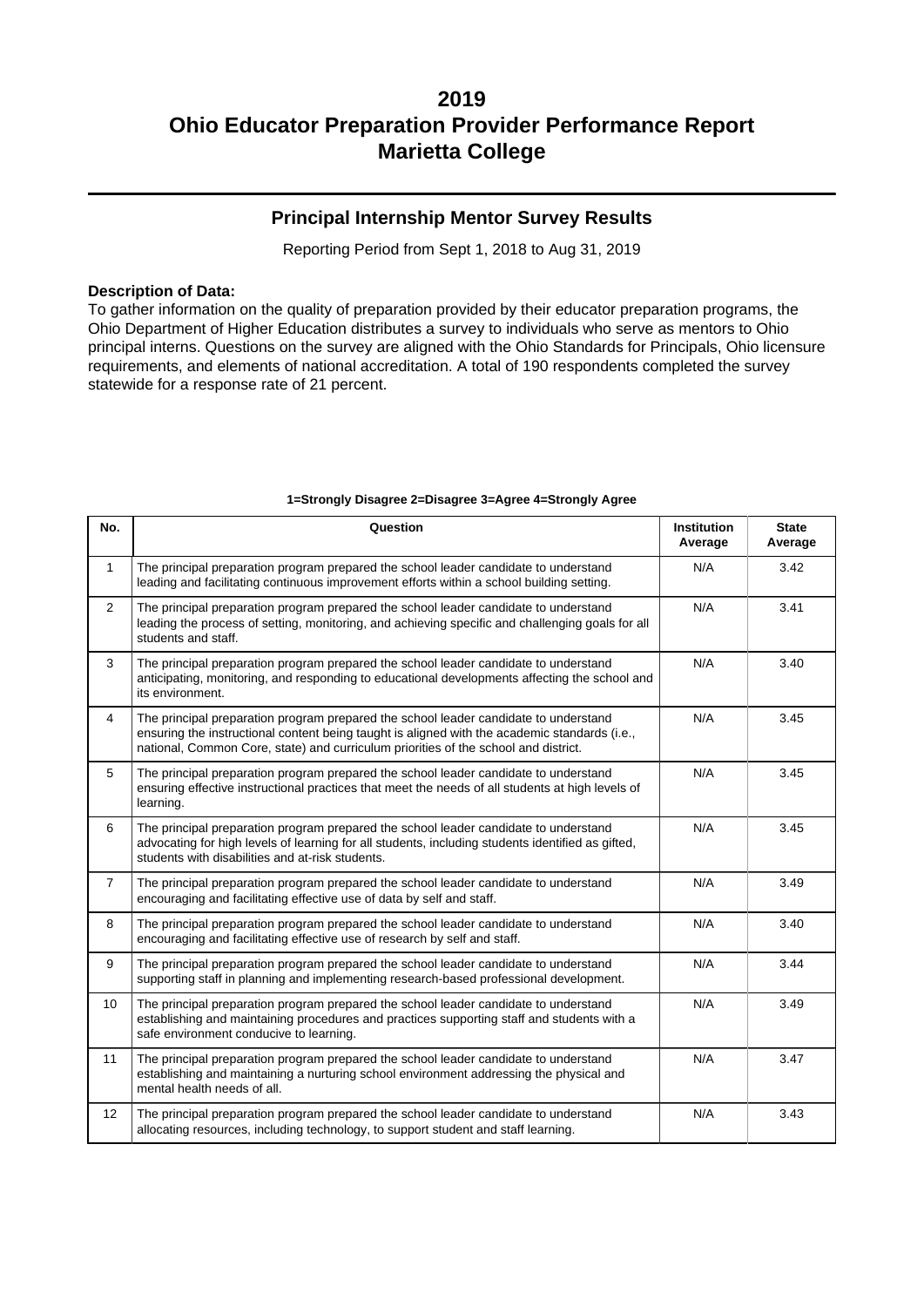# 2019
# Ohio Educator Preparation Provider Performance Report
# Marietta College

## Principal Internship Mentor Survey Results

Reporting Period from Sept 1, 2018 to Aug 31, 2019

**Description of Data:**
To gather information on the quality of preparation provided by their educator preparation programs, the Ohio Department of Higher Education distributes a survey to individuals who serve as mentors to Ohio principal interns. Questions on the survey are aligned with the Ohio Standards for Principals, Ohio licensure requirements, and elements of national accreditation. A total of 190 respondents completed the survey statewide for a response rate of 21 percent.

**1=Strongly Disagree 2=Disagree 3=Agree 4=Strongly Agree**

| No. | Question | Institution Average | State Average |
|---|---|---|---|
| 1 | The principal preparation program prepared the school leader candidate to understand leading and facilitating continuous improvement efforts within a school building setting. | N/A | 3.42 |
| 2 | The principal preparation program prepared the school leader candidate to understand leading the process of setting, monitoring, and achieving specific and challenging goals for all students and staff. | N/A | 3.41 |
| 3 | The principal preparation program prepared the school leader candidate to understand anticipating, monitoring, and responding to educational developments affecting the school and its environment. | N/A | 3.40 |
| 4 | The principal preparation program prepared the school leader candidate to understand ensuring the instructional content being taught is aligned with the academic standards (i.e., national, Common Core, state) and curriculum priorities of the school and district. | N/A | 3.45 |
| 5 | The principal preparation program prepared the school leader candidate to understand ensuring effective instructional practices that meet the needs of all students at high levels of learning. | N/A | 3.45 |
| 6 | The principal preparation program prepared the school leader candidate to understand advocating for high levels of learning for all students, including students identified as gifted, students with disabilities and at-risk students. | N/A | 3.45 |
| 7 | The principal preparation program prepared the school leader candidate to understand encouraging and facilitating effective use of data by self and staff. | N/A | 3.49 |
| 8 | The principal preparation program prepared the school leader candidate to understand encouraging and facilitating effective use of research by self and staff. | N/A | 3.40 |
| 9 | The principal preparation program prepared the school leader candidate to understand supporting staff in planning and implementing research-based professional development. | N/A | 3.44 |
| 10 | The principal preparation program prepared the school leader candidate to understand establishing and maintaining procedures and practices supporting staff and students with a safe environment conducive to learning. | N/A | 3.49 |
| 11 | The principal preparation program prepared the school leader candidate to understand establishing and maintaining a nurturing school environment addressing the physical and mental health needs of all. | N/A | 3.47 |
| 12 | The principal preparation program prepared the school leader candidate to understand allocating resources, including technology, to support student and staff learning. | N/A | 3.43 |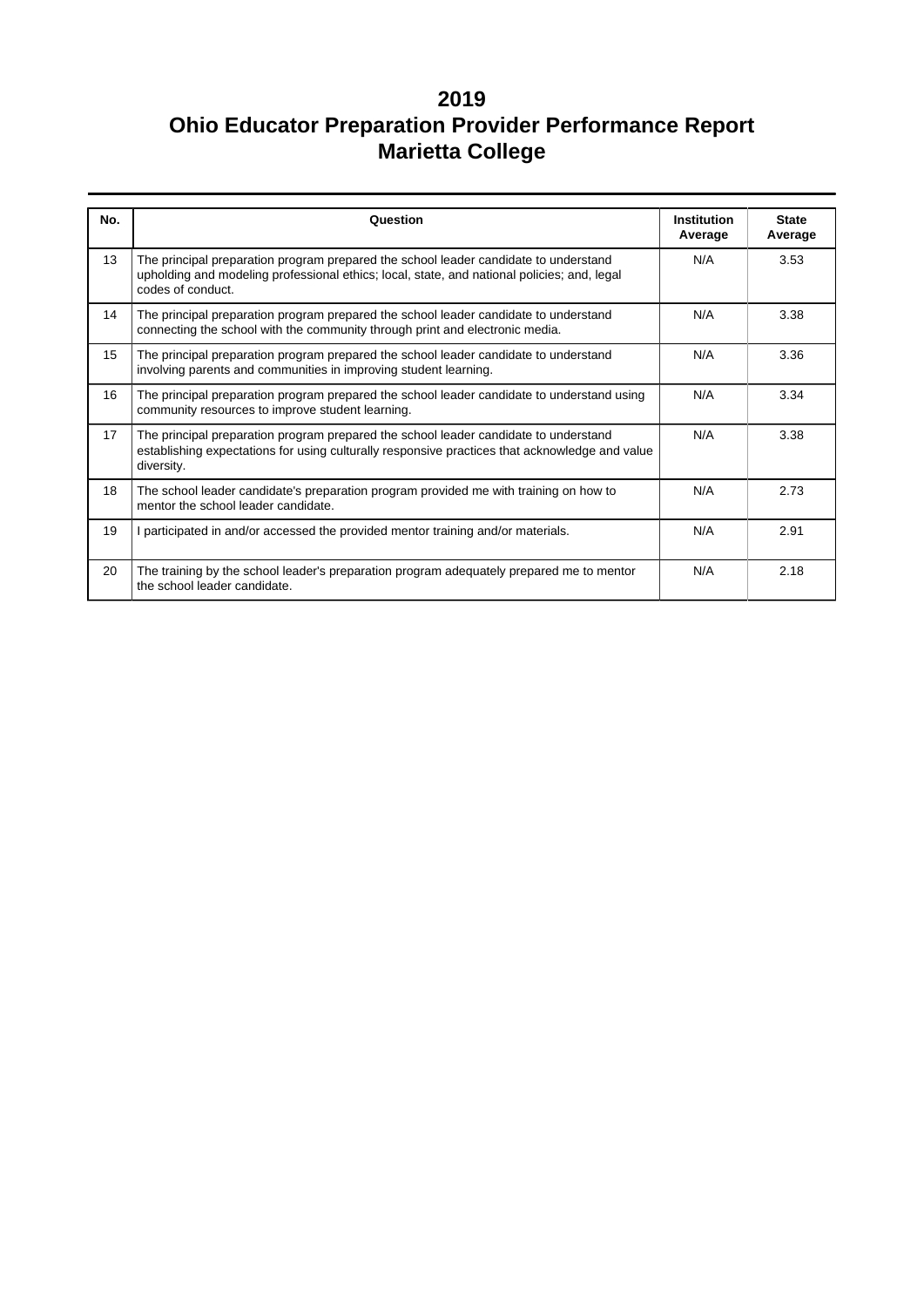# 2019
# Ohio Educator Preparation Provider Performance Report
# Marietta College

| No. | Question | Institution Average | State Average |
|---|---|---|---|
| 13 | The principal preparation program prepared the school leader candidate to understand upholding and modeling professional ethics; local, state, and national policies; and, legal codes of conduct. | N/A | 3.53 |
| 14 | The principal preparation program prepared the school leader candidate to understand connecting the school with the community through print and electronic media. | N/A | 3.38 |
| 15 | The principal preparation program prepared the school leader candidate to understand involving parents and communities in improving student learning. | N/A | 3.36 |
| 16 | The principal preparation program prepared the school leader candidate to understand using community resources to improve student learning. | N/A | 3.34 |
| 17 | The principal preparation program prepared the school leader candidate to understand establishing expectations for using culturally responsive practices that acknowledge and value diversity. | N/A | 3.38 |
| 18 | The school leader candidate's preparation program provided me with training on how to mentor the school leader candidate. | N/A | 2.73 |
| 19 | I participated in and/or accessed the provided mentor training and/or materials. | N/A | 2.91 |
| 20 | The training by the school leader's preparation program adequately prepared me to mentor the school leader candidate. | N/A | 2.18 |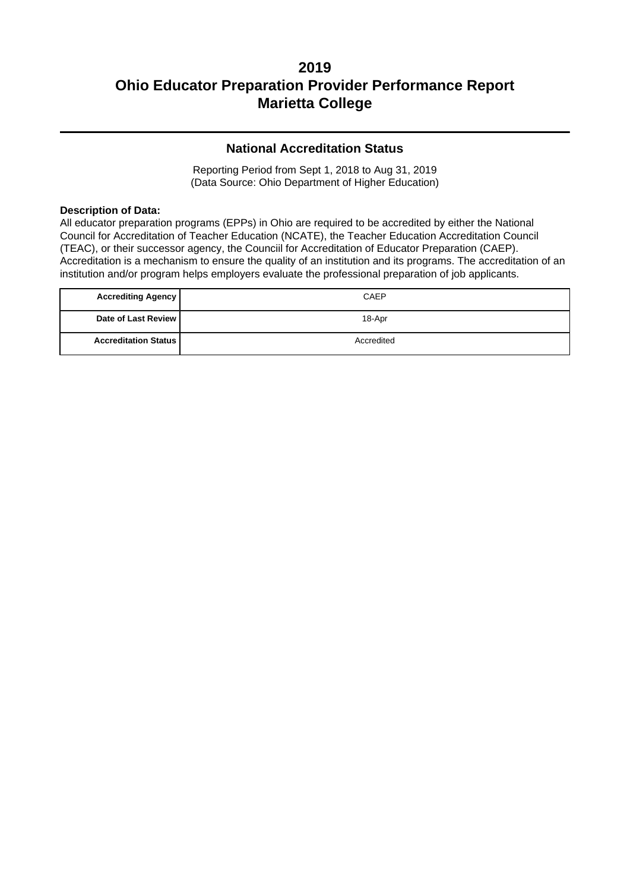# 2019
# Ohio Educator Preparation Provider Performance Report
# Marietta College

## National Accreditation Status

Reporting Period from Sept 1, 2018 to Aug 31, 2019
(Data Source: Ohio Department of Higher Education)

**Description of Data:**
All educator preparation programs (EPPs) in Ohio are required to be accredited by either the National Council for Accreditation of Teacher Education (NCATE), the Teacher Education Accreditation Council (TEAC), or their successor agency, the Counciil for Accreditation of Educator Preparation (CAEP). Accreditation is a mechanism to ensure the quality of an institution and its programs. The accreditation of an institution and/or program helps employers evaluate the professional preparation of job applicants.

| | |
|---|---|
| **Accrediting Agency** | CAEP |
| **Date of Last Review** | 18-Apr |
| **Accreditation Status** | Accredited |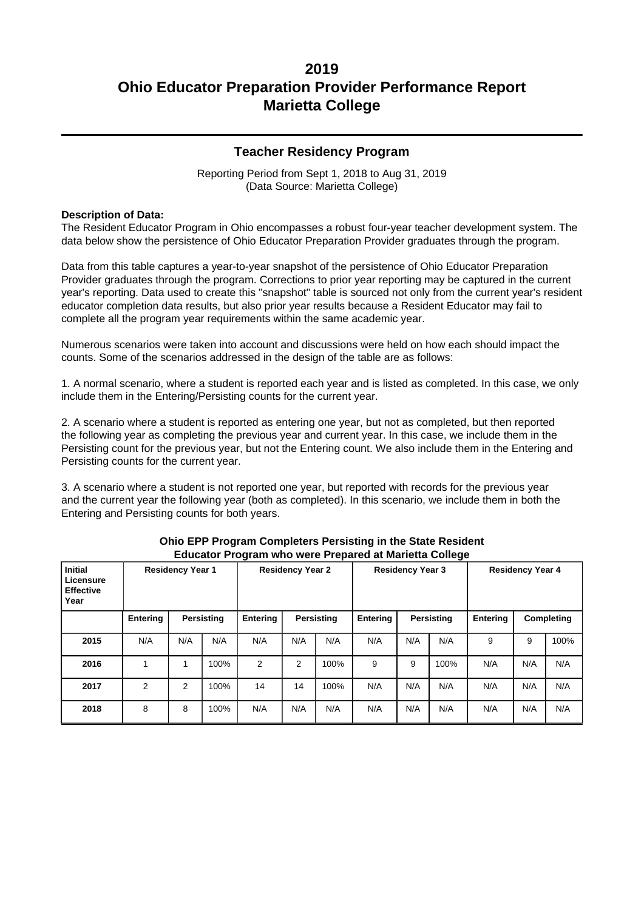# 2019
# Ohio Educator Preparation Provider Performance Report
# Marietta College

## Teacher Residency Program

Reporting Period from Sept 1, 2018 to Aug 31, 2019
(Data Source: Marietta College)

**Description of Data:**
The Resident Educator Program in Ohio encompasses a robust four-year teacher development system. The data below show the persistence of Ohio Educator Preparation Provider graduates through the program.

Data from this table captures a year-to-year snapshot of the persistence of Ohio Educator Preparation Provider graduates through the program. Corrections to prior year reporting may be captured in the current year's reporting. Data used to create this "snapshot" table is sourced not only from the current year's resident educator completion data results, but also prior year results because a Resident Educator may fail to complete all the program year requirements within the same academic year.

Numerous scenarios were taken into account and discussions were held on how each should impact the counts. Some of the scenarios addressed in the design of the table are as follows:

1. A normal scenario, where a student is reported each year and is listed as completed. In this case, we only include them in the Entering/Persisting counts for the current year.

2. A scenario where a student is reported as entering one year, but not as completed, but then reported the following year as completing the previous year and current year. In this case, we include them in the Persisting count for the previous year, but not the Entering count. We also include them in the Entering and Persisting counts for the current year.

3. A scenario where a student is not reported one year, but reported with records for the previous year and the current year the following year (both as completed). In this scenario, we include them in both the Entering and Persisting counts for both years.

**Ohio EPP Program Completers Persisting in the State Resident Educator Program who were Prepared at Marietta College**

| Initial Licensure Effective Year | Residency Year 1 | | | Residency Year 2 | | | Residency Year 3 | | | Residency Year 4 | | |
|---|---|---|---|---|---|---|---|---|---|---|---|---|
| | Entering | Persisting | | Entering | Persisting | | Entering | Persisting | | Entering | Completing | |
| 2015 | N/A | N/A | N/A | N/A | N/A | N/A | N/A | N/A | N/A | 9 | 9 | 100% |
| 2016 | 1 | 1 | 100% | 2 | 2 | 100% | 9 | 9 | 100% | N/A | N/A | N/A |
| 2017 | 2 | 2 | 100% | 14 | 14 | 100% | N/A | N/A | N/A | N/A | N/A | N/A |
| 2018 | 8 | 8 | 100% | N/A | N/A | N/A | N/A | N/A | N/A | N/A | N/A | N/A |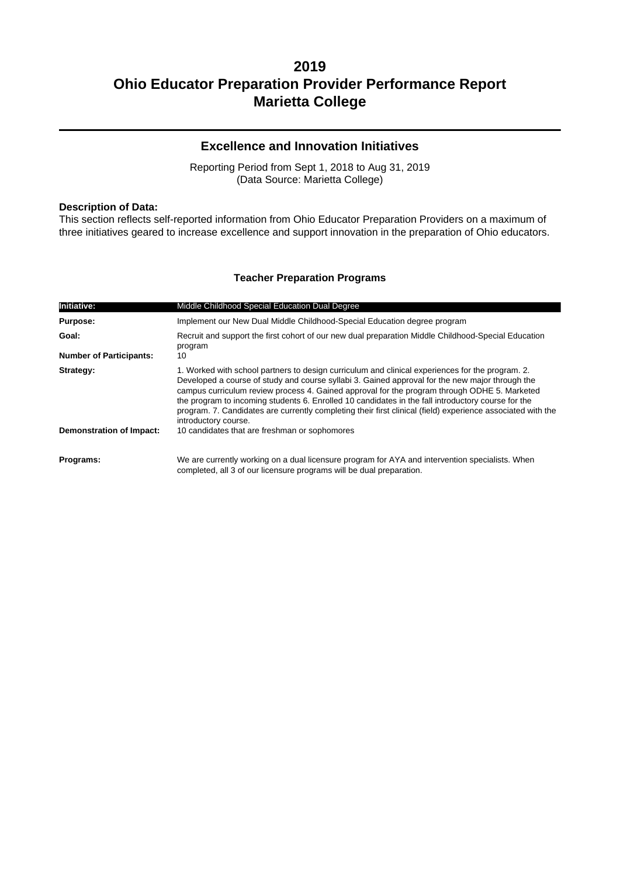# 2019
# Ohio Educator Preparation Provider Performance Report
# Marietta College

---

## Excellence and Innovation Initiatives

Reporting Period from Sept 1, 2018 to Aug 31, 2019
(Data Source: Marietta College)

**Description of Data:**
This section reflects self-reported information from Ohio Educator Preparation Providers on a maximum of three initiatives geared to increase excellence and support innovation in the preparation of Ohio educators.

### Teacher Preparation Programs

| Initiative: | Middle Childhood Special Education Dual Degree |
|---|---|
| **Purpose:** | Implement our New Dual Middle Childhood-Special Education degree program |
| **Goal:** | Recruit and support the first cohort of our new dual preparation Middle Childhood-Special Education program |
| **Number of Participants:** | 10 |
| **Strategy:** | 1. Worked with school partners to design curriculum and clinical experiences for the program. 2. Developed a course of study and course syllabi 3. Gained approval for the new major through the campus curriculum review process 4. Gained approval for the program through ODHE 5. Marketed the program to incoming students 6. Enrolled 10 candidates in the fall introductory course for the program. 7. Candidates are currently completing their first clinical (field) experience associated with the introductory course. |
| **Demonstration of Impact:** | 10 candidates that are freshman or sophomores |
| **Programs:** | We are currently working on a dual licensure program for AYA and intervention specialists. When completed, all 3 of our licensure programs will be dual preparation. |